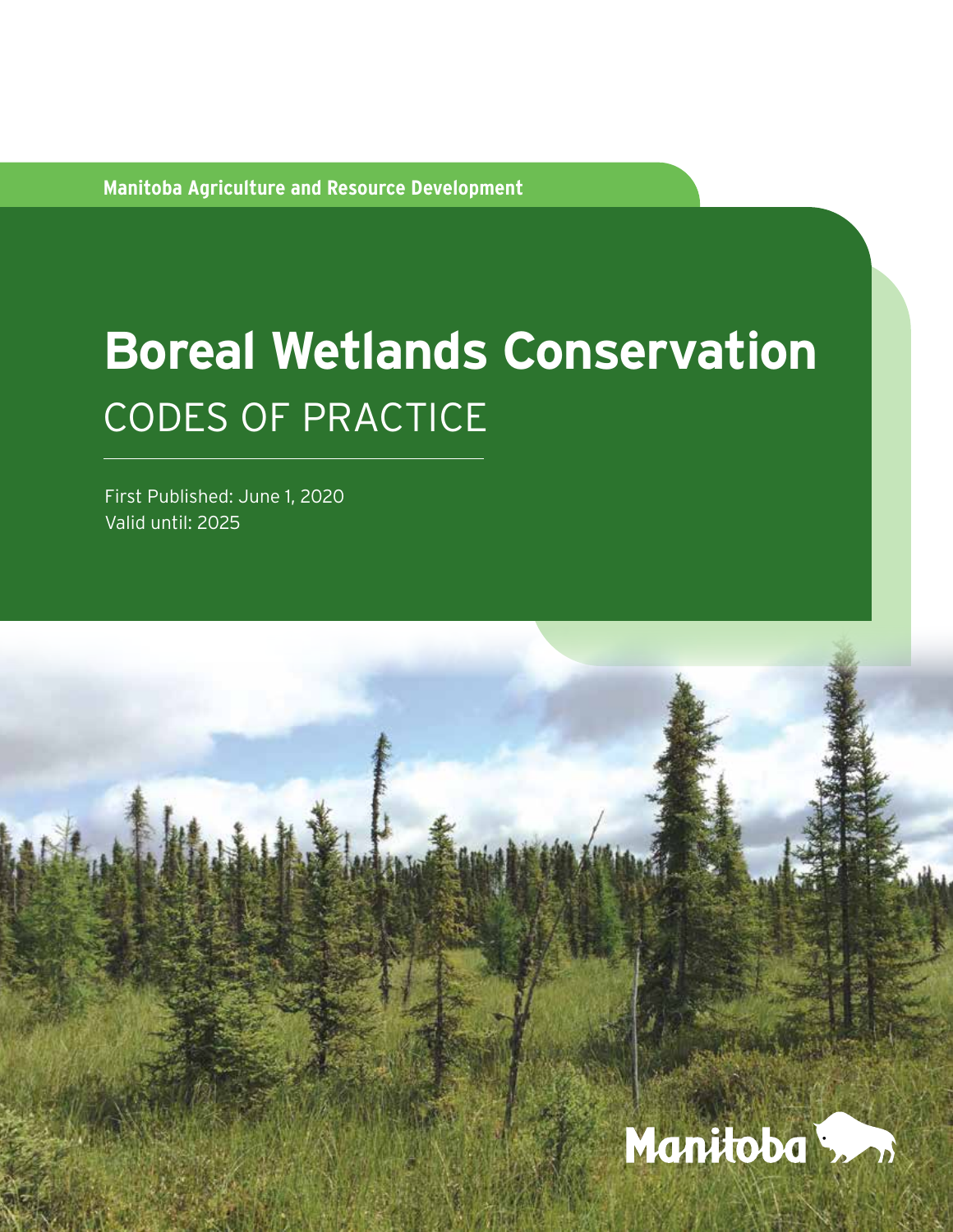Manitoba Agriculture and Resource Development

# Boreal Wetlands Conservation
## CODES OF PRACTICE

First Published: June 1, 2020
Valid until: 2025

Manitoba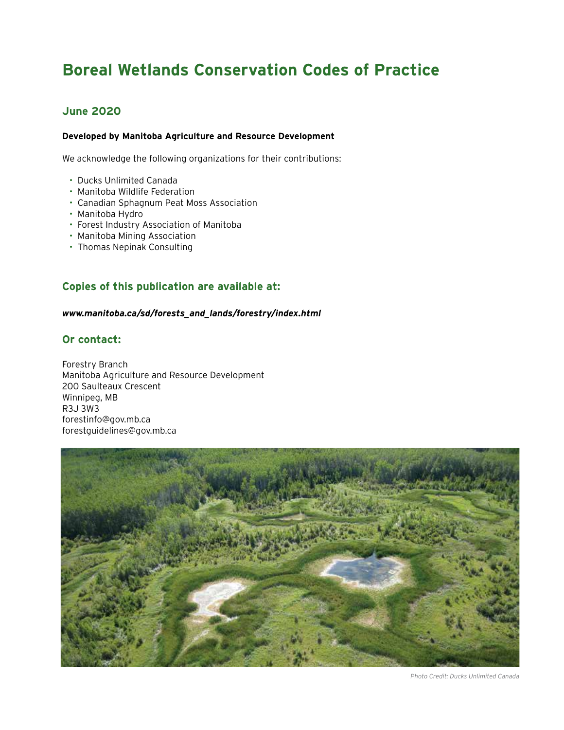# Boreal Wetlands Conservation Codes of Practice

## June 2020

**Developed by Manitoba Agriculture and Resource Development**

We acknowledge the following organizations for their contributions:

- Ducks Unlimited Canada
- Manitoba Wildlife Federation
- Canadian Sphagnum Peat Moss Association
- Manitoba Hydro
- Forest Industry Association of Manitoba
- Manitoba Mining Association
- Thomas Nepinak Consulting

## Copies of this publication are available at:

***www.manitoba.ca/sd/forests_and_lands/forestry/index.html***

## Or contact:

Forestry Branch
Manitoba Agriculture and Resource Development
200 Saulteaux Crescent
Winnipeg, MB
R3J 3W3
forestinfo@gov.mb.ca
forestguidelines@gov.mb.ca

*Photo Credit: Ducks Unlimited Canada*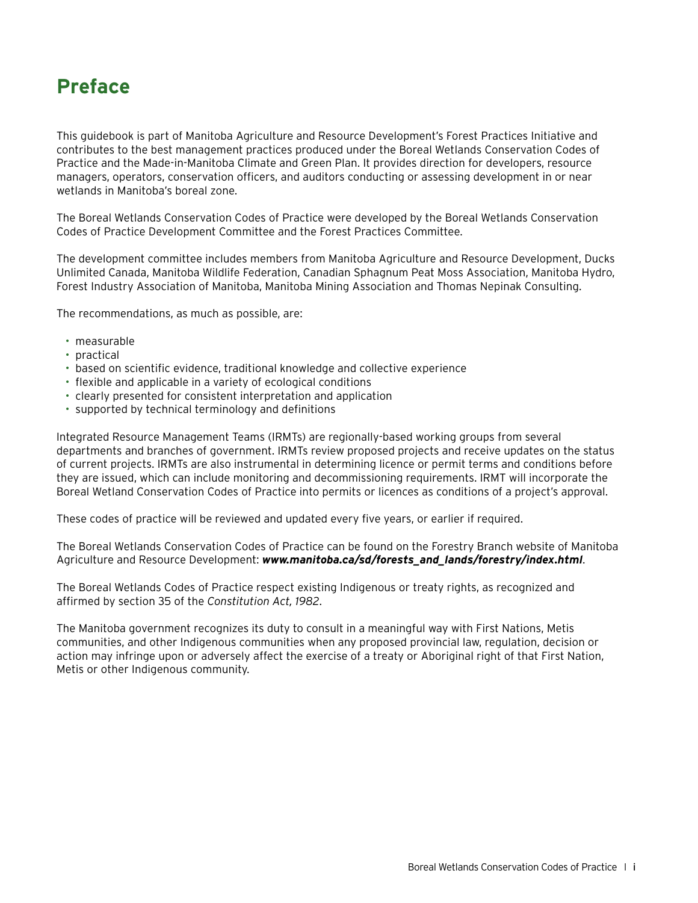# Preface

This guidebook is part of Manitoba Agriculture and Resource Development's Forest Practices Initiative and contributes to the best management practices produced under the Boreal Wetlands Conservation Codes of Practice and the Made-in-Manitoba Climate and Green Plan. It provides direction for developers, resource managers, operators, conservation officers, and auditors conducting or assessing development in or near wetlands in Manitoba's boreal zone.

The Boreal Wetlands Conservation Codes of Practice were developed by the Boreal Wetlands Conservation Codes of Practice Development Committee and the Forest Practices Committee.

The development committee includes members from Manitoba Agriculture and Resource Development, Ducks Unlimited Canada, Manitoba Wildlife Federation, Canadian Sphagnum Peat Moss Association, Manitoba Hydro, Forest Industry Association of Manitoba, Manitoba Mining Association and Thomas Nepinak Consulting.

The recommendations, as much as possible, are:

- measurable
- practical
- based on scientific evidence, traditional knowledge and collective experience
- flexible and applicable in a variety of ecological conditions
- clearly presented for consistent interpretation and application
- supported by technical terminology and definitions

Integrated Resource Management Teams (IRMTs) are regionally-based working groups from several departments and branches of government. IRMTs review proposed projects and receive updates on the status of current projects. IRMTs are also instrumental in determining licence or permit terms and conditions before they are issued, which can include monitoring and decommissioning requirements. IRMT will incorporate the Boreal Wetland Conservation Codes of Practice into permits or licences as conditions of a project's approval.

These codes of practice will be reviewed and updated every five years, or earlier if required.

The Boreal Wetlands Conservation Codes of Practice can be found on the Forestry Branch website of Manitoba Agriculture and Resource Development: ***www.manitoba.ca/sd/forests_and_lands/forestry/index.html***.

The Boreal Wetlands Codes of Practice respect existing Indigenous or treaty rights, as recognized and affirmed by section 35 of the *Constitution Act, 1982*.

The Manitoba government recognizes its duty to consult in a meaningful way with First Nations, Metis communities, and other Indigenous communities when any proposed provincial law, regulation, decision or action may infringe upon or adversely affect the exercise of a treaty or Aboriginal right of that First Nation, Metis or other Indigenous community.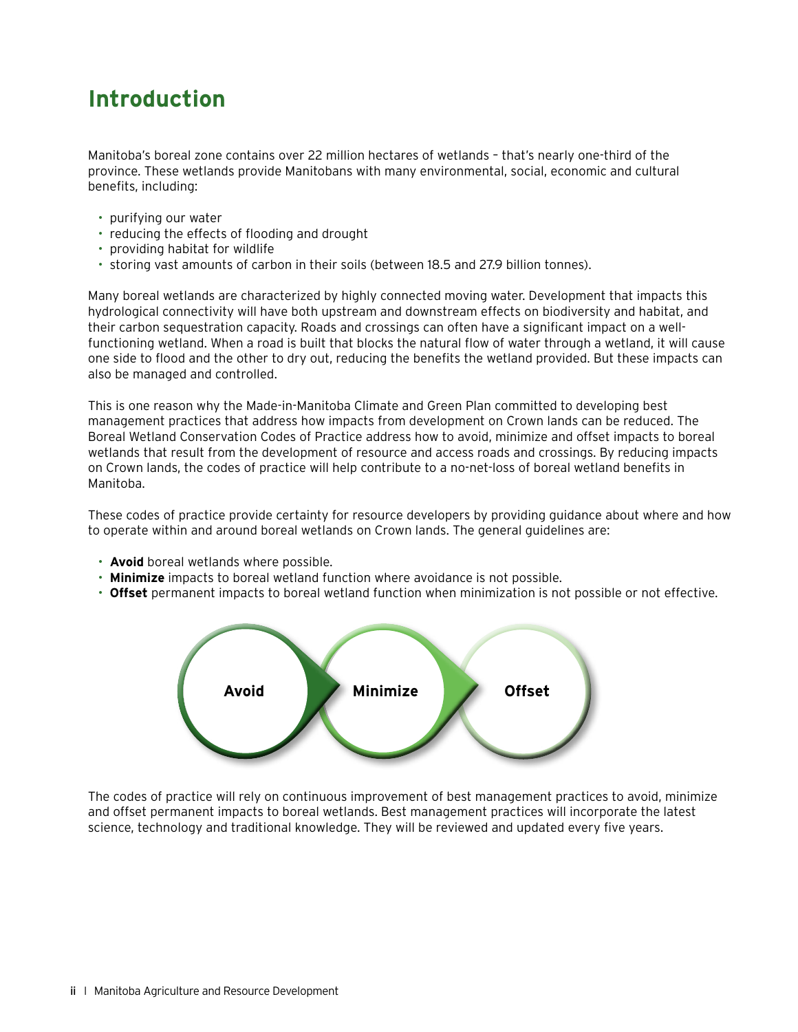# Introduction

Manitoba's boreal zone contains over 22 million hectares of wetlands – that's nearly one-third of the province. These wetlands provide Manitobans with many environmental, social, economic and cultural benefits, including:

- purifying our water
- reducing the effects of flooding and drought
- providing habitat for wildlife
- storing vast amounts of carbon in their soils (between 18.5 and 27.9 billion tonnes).

Many boreal wetlands are characterized by highly connected moving water. Development that impacts this hydrological connectivity will have both upstream and downstream effects on biodiversity and habitat, and their carbon sequestration capacity. Roads and crossings can often have a significant impact on a well-functioning wetland. When a road is built that blocks the natural flow of water through a wetland, it will cause one side to flood and the other to dry out, reducing the benefits the wetland provided. But these impacts can also be managed and controlled.

This is one reason why the Made-in-Manitoba Climate and Green Plan committed to developing best management practices that address how impacts from development on Crown lands can be reduced. The Boreal Wetland Conservation Codes of Practice address how to avoid, minimize and offset impacts to boreal wetlands that result from the development of resource and access roads and crossings. By reducing impacts on Crown lands, the codes of practice will help contribute to a no-net-loss of boreal wetland benefits in Manitoba.

These codes of practice provide certainty for resource developers by providing guidance about where and how to operate within and around boreal wetlands on Crown lands. The general guidelines are:

- **Avoid** boreal wetlands where possible.
- **Minimize** impacts to boreal wetland function where avoidance is not possible.
- **Offset** permanent impacts to boreal wetland function when minimization is not possible or not effective.

**Avoid** → **Minimize** → **Offset**

The codes of practice will rely on continuous improvement of best management practices to avoid, minimize and offset permanent impacts to boreal wetlands. Best management practices will incorporate the latest science, technology and traditional knowledge. They will be reviewed and updated every five years.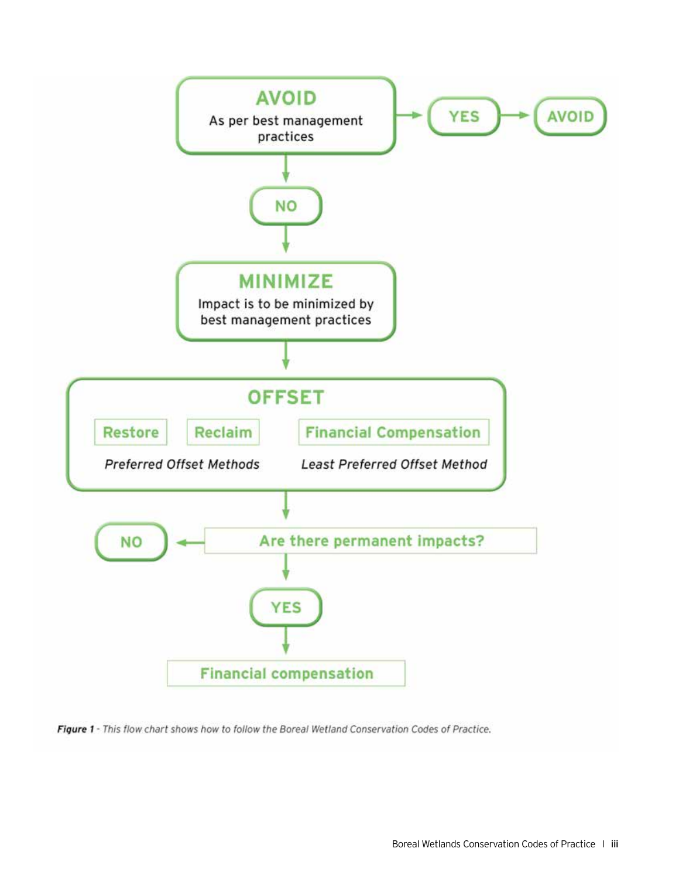**AVOID**
As per best management practices

→ YES → AVOID

↓ NO

**MINIMIZE**
Impact is to be minimized by best management practices

↓

**OFFSET**

| Restore | Reclaim | Financial Compensation |
|---|---|---|
| *Preferred Offset Methods* | | *Least Preferred Offset Method* |

↓

**Are there permanent impacts?** → NO

↓ YES

**Financial compensation**

***Figure 1*** *- This flow chart shows how to follow the Boreal Wetland Conservation Codes of Practice.*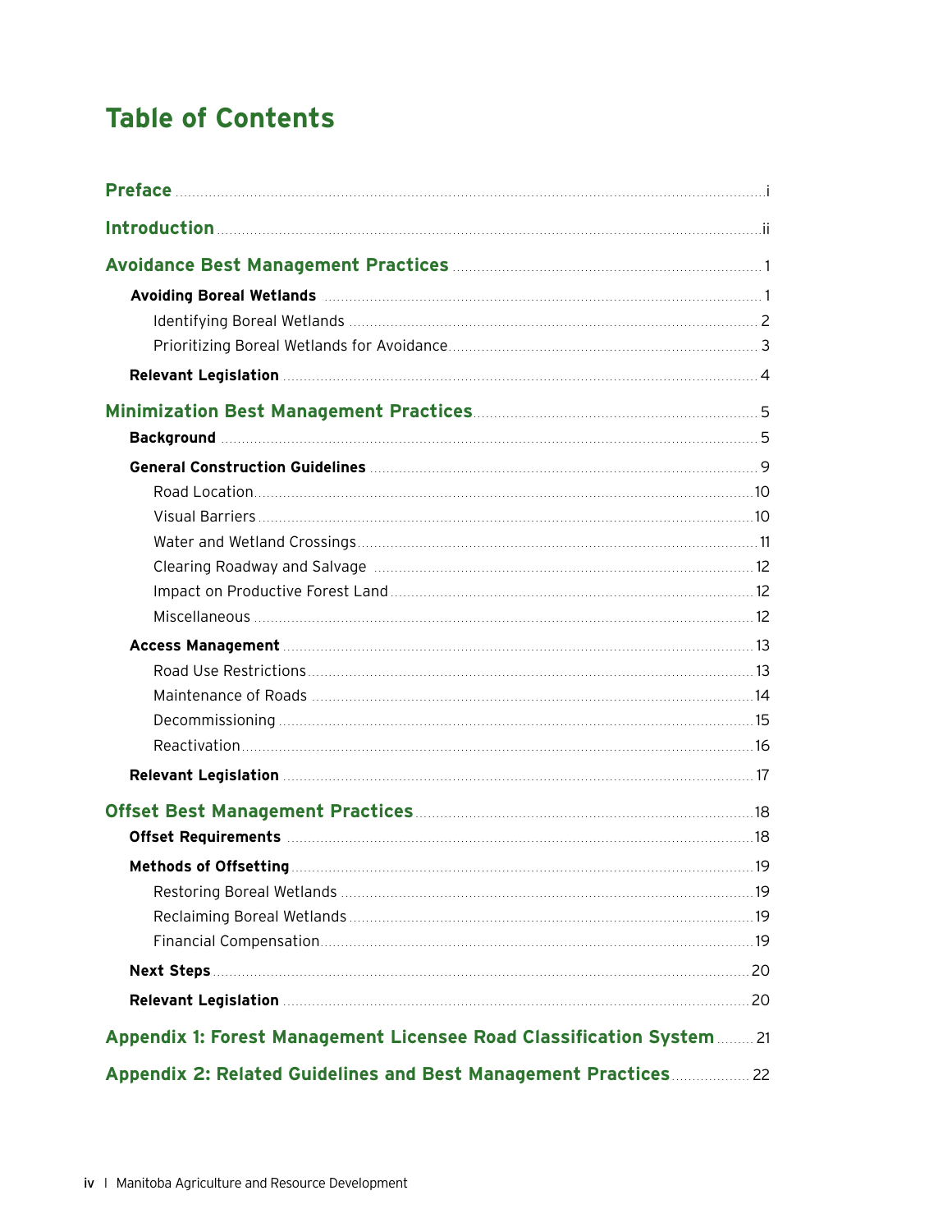# Table of Contents

**Preface** ..... i

**Introduction** ..... ii

**Avoidance Best Management Practices** ..... 1

- **Avoiding Boreal Wetlands** ..... 1
  - Identifying Boreal Wetlands ..... 2
  - Prioritizing Boreal Wetlands for Avoidance ..... 3
- **Relevant Legislation** ..... 4

**Minimization Best Management Practices** ..... 5

- **Background** ..... 5
- **General Construction Guidelines** ..... 9
  - Road Location ..... 10
  - Visual Barriers ..... 10
  - Water and Wetland Crossings ..... 11
  - Clearing Roadway and Salvage ..... 12
  - Impact on Productive Forest Land ..... 12
  - Miscellaneous ..... 12
- **Access Management** ..... 13
  - Road Use Restrictions ..... 13
  - Maintenance of Roads ..... 14
  - Decommissioning ..... 15
  - Reactivation ..... 16
- **Relevant Legislation** ..... 17

**Offset Best Management Practices** ..... 18

- **Offset Requirements** ..... 18
- **Methods of Offsetting** ..... 19
  - Restoring Boreal Wetlands ..... 19
  - Reclaiming Boreal Wetlands ..... 19
  - Financial Compensation ..... 19
- **Next Steps** ..... 20
- **Relevant Legislation** ..... 20

**Appendix 1: Forest Management Licensee Road Classification System** ..... 21

**Appendix 2: Related Guidelines and Best Management Practices** ..... 22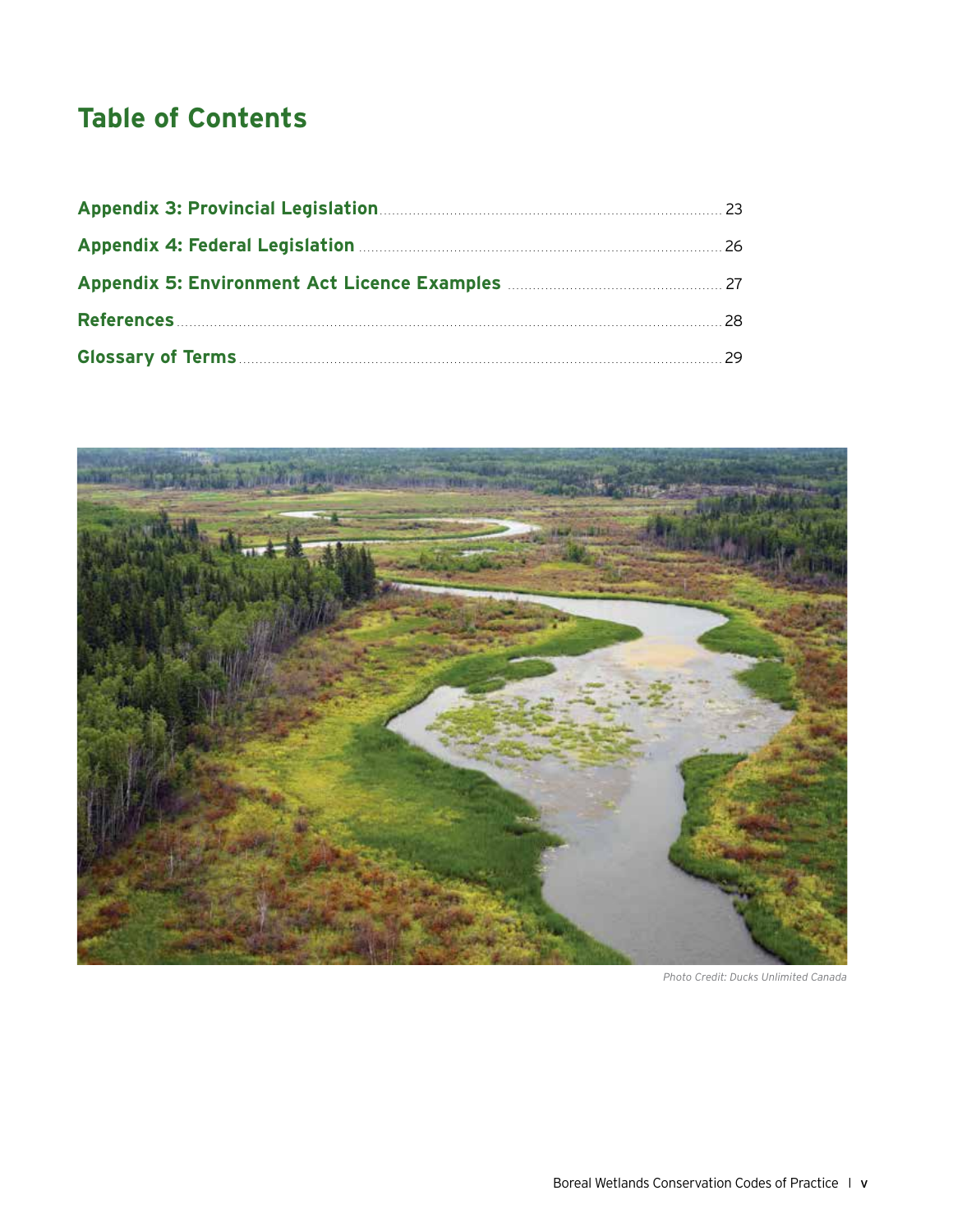# Table of Contents

| | |
|---|---|
| **Appendix 3: Provincial Legislation** | 23 |
| **Appendix 4: Federal Legislation** | 26 |
| **Appendix 5: Environment Act Licence Examples** | 27 |
| **References** | 28 |
| **Glossary of Terms** | 29 |

*Photo Credit: Ducks Unlimited Canada*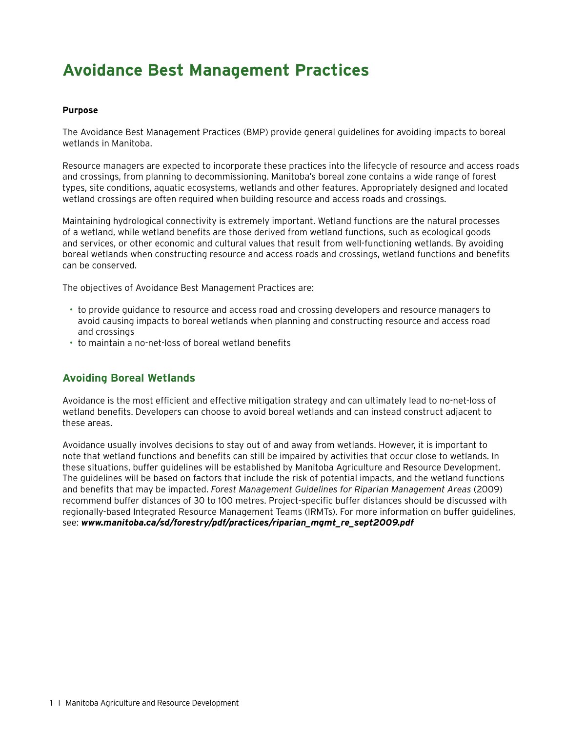# Avoidance Best Management Practices

**Purpose**

The Avoidance Best Management Practices (BMP) provide general guidelines for avoiding impacts to boreal wetlands in Manitoba.

Resource managers are expected to incorporate these practices into the lifecycle of resource and access roads and crossings, from planning to decommissioning. Manitoba's boreal zone contains a wide range of forest types, site conditions, aquatic ecosystems, wetlands and other features. Appropriately designed and located wetland crossings are often required when building resource and access roads and crossings.

Maintaining hydrological connectivity is extremely important. Wetland functions are the natural processes of a wetland, while wetland benefits are those derived from wetland functions, such as ecological goods and services, or other economic and cultural values that result from well-functioning wetlands. By avoiding boreal wetlands when constructing resource and access roads and crossings, wetland functions and benefits can be conserved.

The objectives of Avoidance Best Management Practices are:

- to provide guidance to resource and access road and crossing developers and resource managers to avoid causing impacts to boreal wetlands when planning and constructing resource and access road and crossings
- to maintain a no-net-loss of boreal wetland benefits

## Avoiding Boreal Wetlands

Avoidance is the most efficient and effective mitigation strategy and can ultimately lead to no-net-loss of wetland benefits. Developers can choose to avoid boreal wetlands and can instead construct adjacent to these areas.

Avoidance usually involves decisions to stay out of and away from wetlands. However, it is important to note that wetland functions and benefits can still be impaired by activities that occur close to wetlands. In these situations, buffer guidelines will be established by Manitoba Agriculture and Resource Development. The guidelines will be based on factors that include the risk of potential impacts, and the wetland functions and benefits that may be impacted. *Forest Management Guidelines for Riparian Management Areas* (2009) recommend buffer distances of 30 to 100 metres. Project-specific buffer distances should be discussed with regionally-based Integrated Resource Management Teams (IRMTs). For more information on buffer guidelines, see: ***www.manitoba.ca/sd/forestry/pdf/practices/riparian_mgmt_re_sept2009.pdf***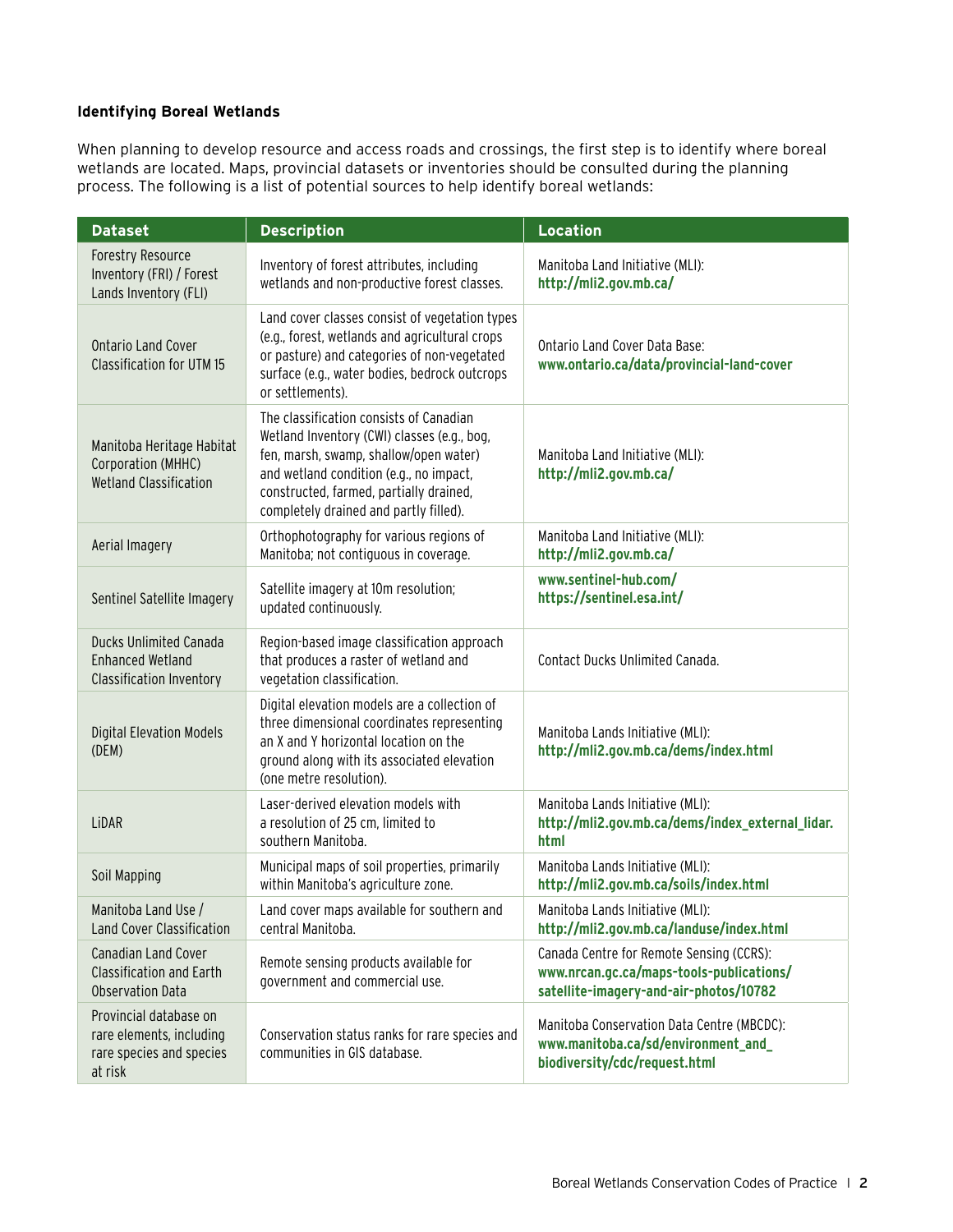### Identifying Boreal Wetlands

When planning to develop resource and access roads and crossings, the first step is to identify where boreal wetlands are located. Maps, provincial datasets or inventories should be consulted during the planning process. The following is a list of potential sources to help identify boreal wetlands:

| Dataset | Description | Location |
|---|---|---|
| Forestry Resource Inventory (FRI) / Forest Lands Inventory (FLI) | Inventory of forest attributes, including wetlands and non-productive forest classes. | Manitoba Land Initiative (MLI): **http://mli2.gov.mb.ca/** |
| Ontario Land Cover Classification for UTM 15 | Land cover classes consist of vegetation types (e.g., forest, wetlands and agricultural crops or pasture) and categories of non-vegetated surface (e.g., water bodies, bedrock outcrops or settlements). | Ontario Land Cover Data Base: **www.ontario.ca/data/provincial-land-cover** |
| Manitoba Heritage Habitat Corporation (MHHC) Wetland Classification | The classification consists of Canadian Wetland Inventory (CWI) classes (e.g., bog, fen, marsh, swamp, shallow/open water) and wetland condition (e.g., no impact, constructed, farmed, partially drained, completely drained and partly filled). | Manitoba Land Initiative (MLI): **http://mli2.gov.mb.ca/** |
| Aerial Imagery | Orthophotography for various regions of Manitoba; not contiguous in coverage. | Manitoba Land Initiative (MLI): **http://mli2.gov.mb.ca/** |
| Sentinel Satellite Imagery | Satellite imagery at 10m resolution; updated continuously. | **www.sentinel-hub.com/** **https://sentinel.esa.int/** |
| Ducks Unlimited Canada Enhanced Wetland Classification Inventory | Region-based image classification approach that produces a raster of wetland and vegetation classification. | Contact Ducks Unlimited Canada. |
| Digital Elevation Models (DEM) | Digital elevation models are a collection of three dimensional coordinates representing an X and Y horizontal location on the ground along with its associated elevation (one metre resolution). | Manitoba Lands Initiative (MLI): **http://mli2.gov.mb.ca/dems/index.html** |
| LiDAR | Laser-derived elevation models with a resolution of 25 cm, limited to southern Manitoba. | Manitoba Lands Initiative (MLI): **http://mli2.gov.mb.ca/dems/index_external_lidar.html** |
| Soil Mapping | Municipal maps of soil properties, primarily within Manitoba's agriculture zone. | Manitoba Lands Initiative (MLI): **http://mli2.gov.mb.ca/soils/index.html** |
| Manitoba Land Use / Land Cover Classification | Land cover maps available for southern and central Manitoba. | Manitoba Lands Initiative (MLI): **http://mli2.gov.mb.ca/landuse/index.html** |
| Canadian Land Cover Classification and Earth Observation Data | Remote sensing products available for government and commercial use. | Canada Centre for Remote Sensing (CCRS): **www.nrcan.gc.ca/maps-tools-publications/satellite-imagery-and-air-photos/10782** |
| Provincial database on rare elements, including rare species and species at risk | Conservation status ranks for rare species and communities in GIS database. | Manitoba Conservation Data Centre (MBCDC): **www.manitoba.ca/sd/environment_and_biodiversity/cdc/request.html** |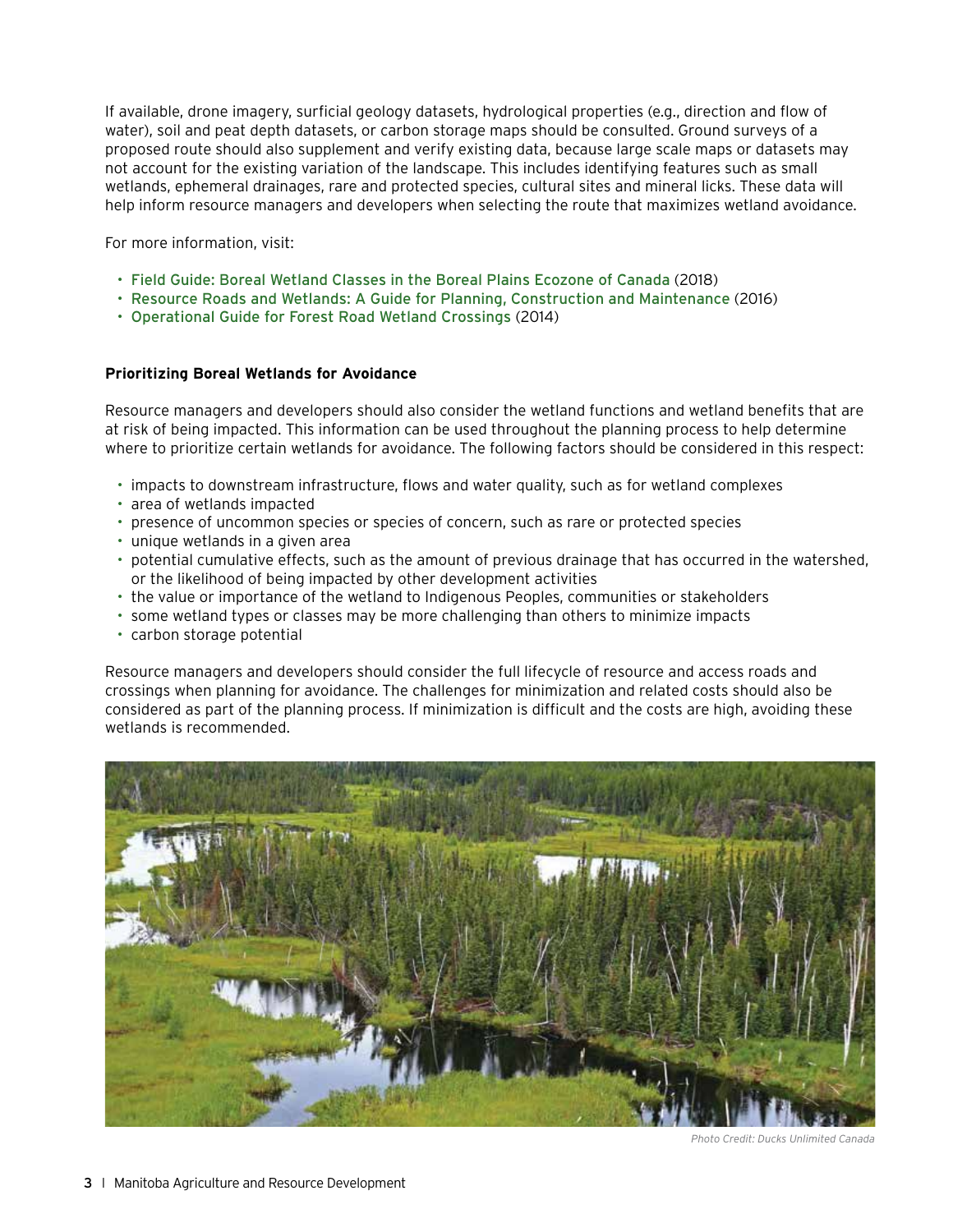If available, drone imagery, surficial geology datasets, hydrological properties (e.g., direction and flow of water), soil and peat depth datasets, or carbon storage maps should be consulted. Ground surveys of a proposed route should also supplement and verify existing data, because large scale maps or datasets may not account for the existing variation of the landscape. This includes identifying features such as small wetlands, ephemeral drainages, rare and protected species, cultural sites and mineral licks. These data will help inform resource managers and developers when selecting the route that maximizes wetland avoidance.

For more information, visit:

- Field Guide: Boreal Wetland Classes in the Boreal Plains Ecozone of Canada (2018)
- Resource Roads and Wetlands: A Guide for Planning, Construction and Maintenance (2016)
- Operational Guide for Forest Road Wetland Crossings (2014)

**Prioritizing Boreal Wetlands for Avoidance**

Resource managers and developers should also consider the wetland functions and wetland benefits that are at risk of being impacted. This information can be used throughout the planning process to help determine where to prioritize certain wetlands for avoidance. The following factors should be considered in this respect:

- impacts to downstream infrastructure, flows and water quality, such as for wetland complexes
- area of wetlands impacted
- presence of uncommon species or species of concern, such as rare or protected species
- unique wetlands in a given area
- potential cumulative effects, such as the amount of previous drainage that has occurred in the watershed, or the likelihood of being impacted by other development activities
- the value or importance of the wetland to Indigenous Peoples, communities or stakeholders
- some wetland types or classes may be more challenging than others to minimize impacts
- carbon storage potential

Resource managers and developers should consider the full lifecycle of resource and access roads and crossings when planning for avoidance. The challenges for minimization and related costs should also be considered as part of the planning process. If minimization is difficult and the costs are high, avoiding these wetlands is recommended.

*Photo Credit: Ducks Unlimited Canada*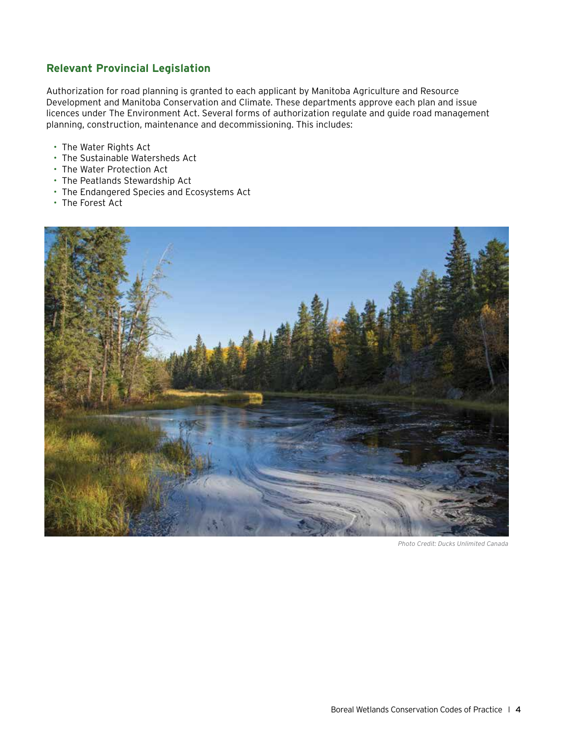## Relevant Provincial Legislation

Authorization for road planning is granted to each applicant by Manitoba Agriculture and Resource Development and Manitoba Conservation and Climate. These departments approve each plan and issue licences under The Environment Act. Several forms of authorization regulate and guide road management planning, construction, maintenance and decommissioning. This includes:

- The Water Rights Act
- The Sustainable Watersheds Act
- The Water Protection Act
- The Peatlands Stewardship Act
- The Endangered Species and Ecosystems Act
- The Forest Act

*Photo Credit: Ducks Unlimited Canada*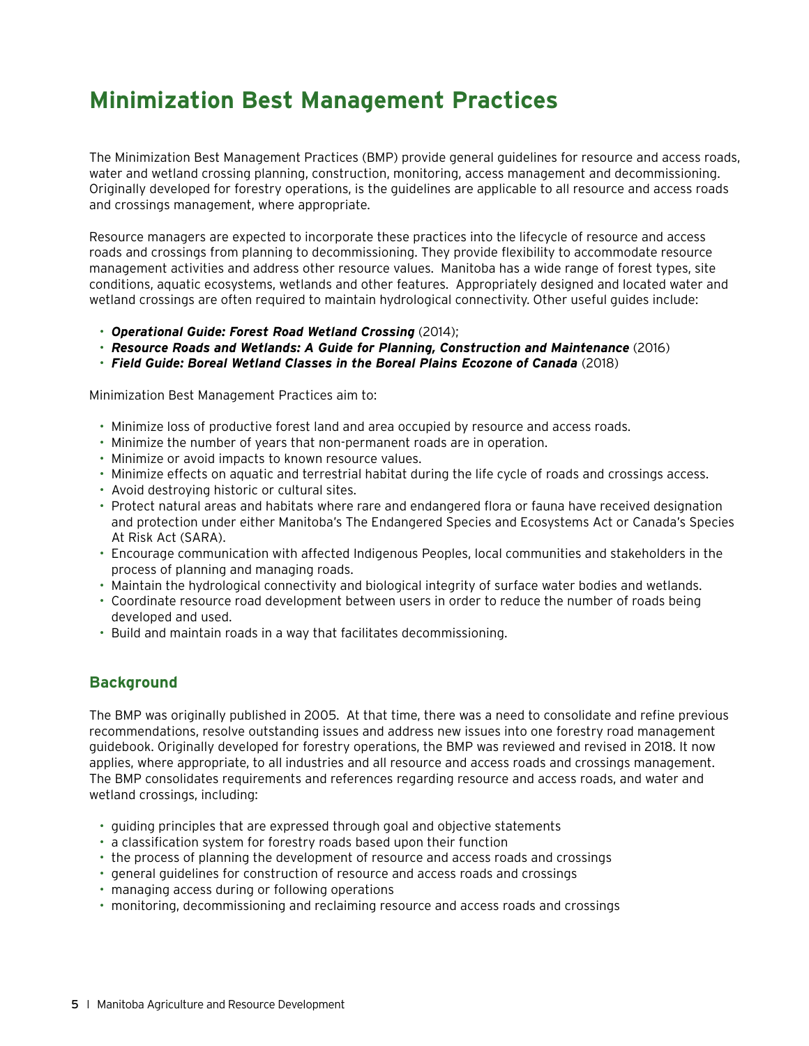# Minimization Best Management Practices

The Minimization Best Management Practices (BMP) provide general guidelines for resource and access roads, water and wetland crossing planning, construction, monitoring, access management and decommissioning. Originally developed for forestry operations, is the guidelines are applicable to all resource and access roads and crossings management, where appropriate.

Resource managers are expected to incorporate these practices into the lifecycle of resource and access roads and crossings from planning to decommissioning. They provide flexibility to accommodate resource management activities and address other resource values. Manitoba has a wide range of forest types, site conditions, aquatic ecosystems, wetlands and other features. Appropriately designed and located water and wetland crossings are often required to maintain hydrological connectivity. Other useful guides include:

- ***Operational Guide: Forest Road Wetland Crossing*** (2014);
- ***Resource Roads and Wetlands: A Guide for Planning, Construction and Maintenance*** (2016)
- ***Field Guide: Boreal Wetland Classes in the Boreal Plains Ecozone of Canada*** (2018)

Minimization Best Management Practices aim to:

- Minimize loss of productive forest land and area occupied by resource and access roads.
- Minimize the number of years that non-permanent roads are in operation.
- Minimize or avoid impacts to known resource values.
- Minimize effects on aquatic and terrestrial habitat during the life cycle of roads and crossings access.
- Avoid destroying historic or cultural sites.
- Protect natural areas and habitats where rare and endangered flora or fauna have received designation and protection under either Manitoba's The Endangered Species and Ecosystems Act or Canada's Species At Risk Act (SARA).
- Encourage communication with affected Indigenous Peoples, local communities and stakeholders in the process of planning and managing roads.
- Maintain the hydrological connectivity and biological integrity of surface water bodies and wetlands.
- Coordinate resource road development between users in order to reduce the number of roads being developed and used.
- Build and maintain roads in a way that facilitates decommissioning.

## Background

The BMP was originally published in 2005. At that time, there was a need to consolidate and refine previous recommendations, resolve outstanding issues and address new issues into one forestry road management guidebook. Originally developed for forestry operations, the BMP was reviewed and revised in 2018. It now applies, where appropriate, to all industries and all resource and access roads and crossings management. The BMP consolidates requirements and references regarding resource and access roads, and water and wetland crossings, including:

- guiding principles that are expressed through goal and objective statements
- a classification system for forestry roads based upon their function
- the process of planning the development of resource and access roads and crossings
- general guidelines for construction of resource and access roads and crossings
- managing access during or following operations
- monitoring, decommissioning and reclaiming resource and access roads and crossings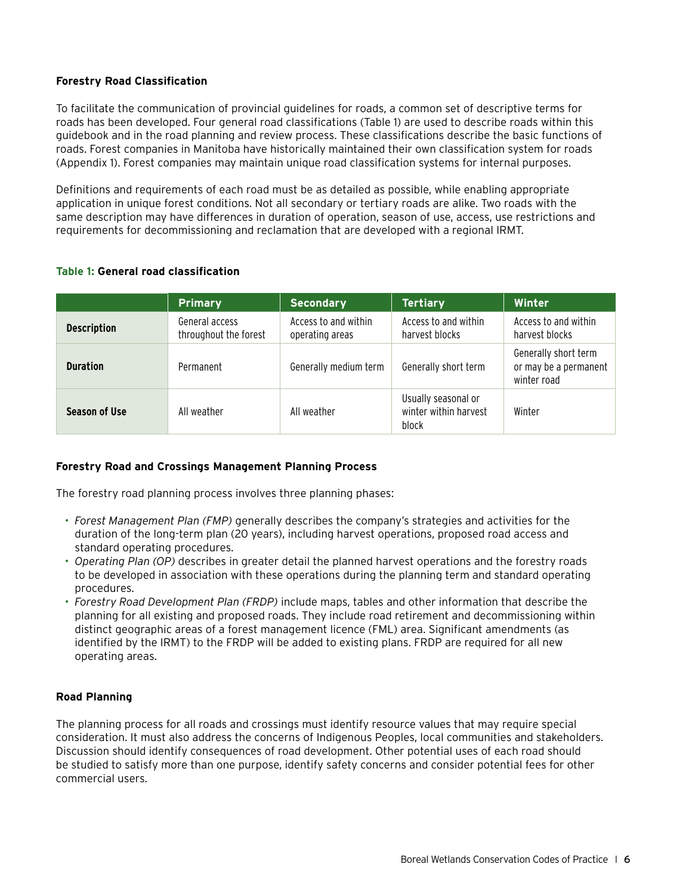**Forestry Road Classification**

To facilitate the communication of provincial guidelines for roads, a common set of descriptive terms for roads has been developed. Four general road classifications (Table 1) are used to describe roads within this guidebook and in the road planning and review process. These classifications describe the basic functions of roads. Forest companies in Manitoba have historically maintained their own classification system for roads (Appendix 1). Forest companies may maintain unique road classification systems for internal purposes.

Definitions and requirements of each road must be as detailed as possible, while enabling appropriate application in unique forest conditions. Not all secondary or tertiary roads are alike. Two roads with the same description may have differences in duration of operation, season of use, access, use restrictions and requirements for decommissioning and reclamation that are developed with a regional IRMT.

**Table 1: General road classification**

| | Primary | Secondary | Tertiary | Winter |
|---|---|---|---|---|
| **Description** | General access throughout the forest | Access to and within operating areas | Access to and within harvest blocks | Access to and within harvest blocks |
| **Duration** | Permanent | Generally medium term | Generally short term | Generally short term or may be a permanent winter road |
| **Season of Use** | All weather | All weather | Usually seasonal or winter within harvest block | Winter |

**Forestry Road and Crossings Management Planning Process**

The forestry road planning process involves three planning phases:

- *Forest Management Plan (FMP)* generally describes the company's strategies and activities for the duration of the long-term plan (20 years), including harvest operations, proposed road access and standard operating procedures.
- *Operating Plan (OP)* describes in greater detail the planned harvest operations and the forestry roads to be developed in association with these operations during the planning term and standard operating procedures.
- *Forestry Road Development Plan (FRDP)* include maps, tables and other information that describe the planning for all existing and proposed roads. They include road retirement and decommissioning within distinct geographic areas of a forest management licence (FML) area. Significant amendments (as identified by the IRMT) to the FRDP will be added to existing plans. FRDP are required for all new operating areas.

**Road Planning**

The planning process for all roads and crossings must identify resource values that may require special consideration. It must also address the concerns of Indigenous Peoples, local communities and stakeholders. Discussion should identify consequences of road development. Other potential uses of each road should be studied to satisfy more than one purpose, identify safety concerns and consider potential fees for other commercial users.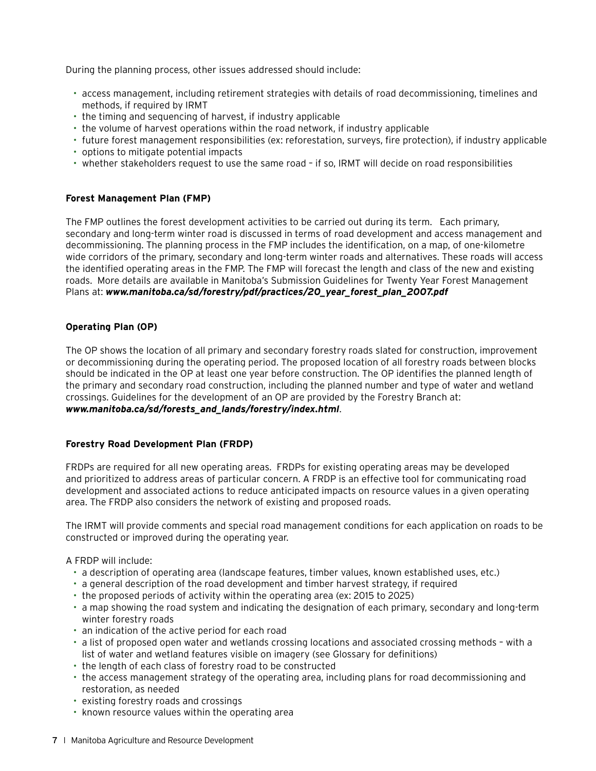During the planning process, other issues addressed should include:

- access management, including retirement strategies with details of road decommissioning, timelines and methods, if required by IRMT
- the timing and sequencing of harvest, if industry applicable
- the volume of harvest operations within the road network, if industry applicable
- future forest management responsibilities (ex: reforestation, surveys, fire protection), if industry applicable
- options to mitigate potential impacts
- whether stakeholders request to use the same road – if so, IRMT will decide on road responsibilities

**Forest Management Plan (FMP)**

The FMP outlines the forest development activities to be carried out during its term. Each primary, secondary and long-term winter road is discussed in terms of road development and access management and decommissioning. The planning process in the FMP includes the identification, on a map, of one-kilometre wide corridors of the primary, secondary and long-term winter roads and alternatives. These roads will access the identified operating areas in the FMP. The FMP will forecast the length and class of the new and existing roads. More details are available in Manitoba's Submission Guidelines for Twenty Year Forest Management Plans at: ***www.manitoba.ca/sd/forestry/pdf/practices/20_year_forest_plan_2007.pdf***

**Operating Plan (OP)**

The OP shows the location of all primary and secondary forestry roads slated for construction, improvement or decommissioning during the operating period. The proposed location of all forestry roads between blocks should be indicated in the OP at least one year before construction. The OP identifies the planned length of the primary and secondary road construction, including the planned number and type of water and wetland crossings. Guidelines for the development of an OP are provided by the Forestry Branch at: ***www.manitoba.ca/sd/forests_and_lands/forestry/index.html***.

**Forestry Road Development Plan (FRDP)**

FRDPs are required for all new operating areas. FRDPs for existing operating areas may be developed and prioritized to address areas of particular concern. A FRDP is an effective tool for communicating road development and associated actions to reduce anticipated impacts on resource values in a given operating area. The FRDP also considers the network of existing and proposed roads.

The IRMT will provide comments and special road management conditions for each application on roads to be constructed or improved during the operating year.

A FRDP will include:

- a description of operating area (landscape features, timber values, known established uses, etc.)
- a general description of the road development and timber harvest strategy, if required
- the proposed periods of activity within the operating area (ex: 2015 to 2025)
- a map showing the road system and indicating the designation of each primary, secondary and long-term winter forestry roads
- an indication of the active period for each road
- a list of proposed open water and wetlands crossing locations and associated crossing methods – with a list of water and wetland features visible on imagery (see Glossary for definitions)
- the length of each class of forestry road to be constructed
- the access management strategy of the operating area, including plans for road decommissioning and restoration, as needed
- existing forestry roads and crossings
- known resource values within the operating area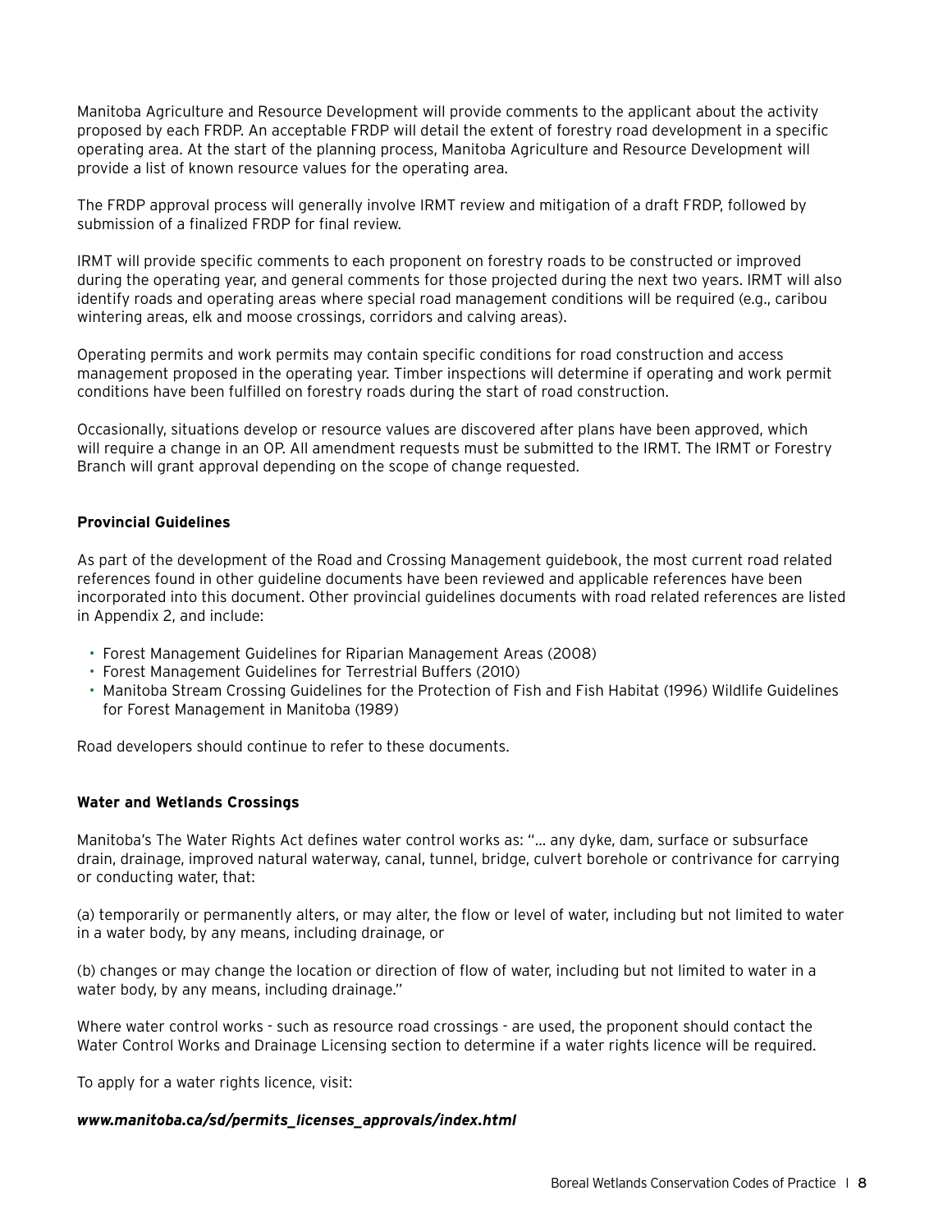Manitoba Agriculture and Resource Development will provide comments to the applicant about the activity proposed by each FRDP. An acceptable FRDP will detail the extent of forestry road development in a specific operating area. At the start of the planning process, Manitoba Agriculture and Resource Development will provide a list of known resource values for the operating area.

The FRDP approval process will generally involve IRMT review and mitigation of a draft FRDP, followed by submission of a finalized FRDP for final review.

IRMT will provide specific comments to each proponent on forestry roads to be constructed or improved during the operating year, and general comments for those projected during the next two years. IRMT will also identify roads and operating areas where special road management conditions will be required (e.g., caribou wintering areas, elk and moose crossings, corridors and calving areas).

Operating permits and work permits may contain specific conditions for road construction and access management proposed in the operating year. Timber inspections will determine if operating and work permit conditions have been fulfilled on forestry roads during the start of road construction.

Occasionally, situations develop or resource values are discovered after plans have been approved, which will require a change in an OP. All amendment requests must be submitted to the IRMT. The IRMT or Forestry Branch will grant approval depending on the scope of change requested.

**Provincial Guidelines**

As part of the development of the Road and Crossing Management guidebook, the most current road related references found in other guideline documents have been reviewed and applicable references have been incorporated into this document. Other provincial guidelines documents with road related references are listed in Appendix 2, and include:

- Forest Management Guidelines for Riparian Management Areas (2008)
- Forest Management Guidelines for Terrestrial Buffers (2010)
- Manitoba Stream Crossing Guidelines for the Protection of Fish and Fish Habitat (1996) Wildlife Guidelines for Forest Management in Manitoba (1989)

Road developers should continue to refer to these documents.

**Water and Wetlands Crossings**

Manitoba's The Water Rights Act defines water control works as: "… any dyke, dam, surface or subsurface drain, drainage, improved natural waterway, canal, tunnel, bridge, culvert borehole or contrivance for carrying or conducting water, that:

(a) temporarily or permanently alters, or may alter, the flow or level of water, including but not limited to water in a water body, by any means, including drainage, or

(b) changes or may change the location or direction of flow of water, including but not limited to water in a water body, by any means, including drainage."

Where water control works - such as resource road crossings - are used, the proponent should contact the Water Control Works and Drainage Licensing section to determine if a water rights licence will be required.

To apply for a water rights licence, visit:

***www.manitoba.ca/sd/permits_licenses_approvals/index.html***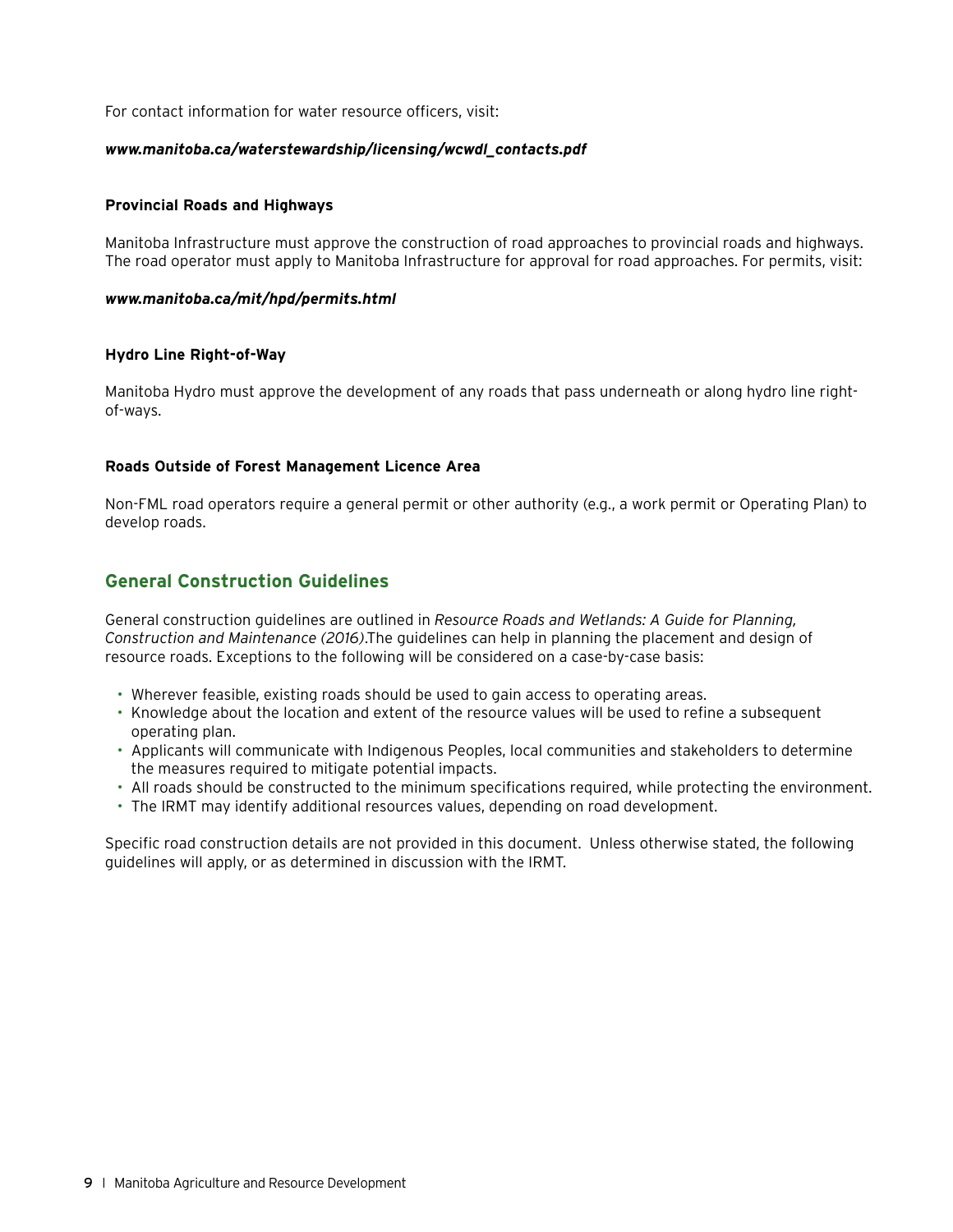For contact information for water resource officers, visit:

***www.manitoba.ca/waterstewardship/licensing/wcwdl_contacts.pdf***

**Provincial Roads and Highways**

Manitoba Infrastructure must approve the construction of road approaches to provincial roads and highways. The road operator must apply to Manitoba Infrastructure for approval for road approaches. For permits, visit:

***www.manitoba.ca/mit/hpd/permits.html***

**Hydro Line Right-of-Way**

Manitoba Hydro must approve the development of any roads that pass underneath or along hydro line right-of-ways.

**Roads Outside of Forest Management Licence Area**

Non-FML road operators require a general permit or other authority (e.g., a work permit or Operating Plan) to develop roads.

## General Construction Guidelines

General construction guidelines are outlined in *Resource Roads and Wetlands: A Guide for Planning, Construction and Maintenance (2016)*.The guidelines can help in planning the placement and design of resource roads. Exceptions to the following will be considered on a case-by-case basis:

- Wherever feasible, existing roads should be used to gain access to operating areas.
- Knowledge about the location and extent of the resource values will be used to refine a subsequent operating plan.
- Applicants will communicate with Indigenous Peoples, local communities and stakeholders to determine the measures required to mitigate potential impacts.
- All roads should be constructed to the minimum specifications required, while protecting the environment.
- The IRMT may identify additional resources values, depending on road development.

Specific road construction details are not provided in this document. Unless otherwise stated, the following guidelines will apply, or as determined in discussion with the IRMT.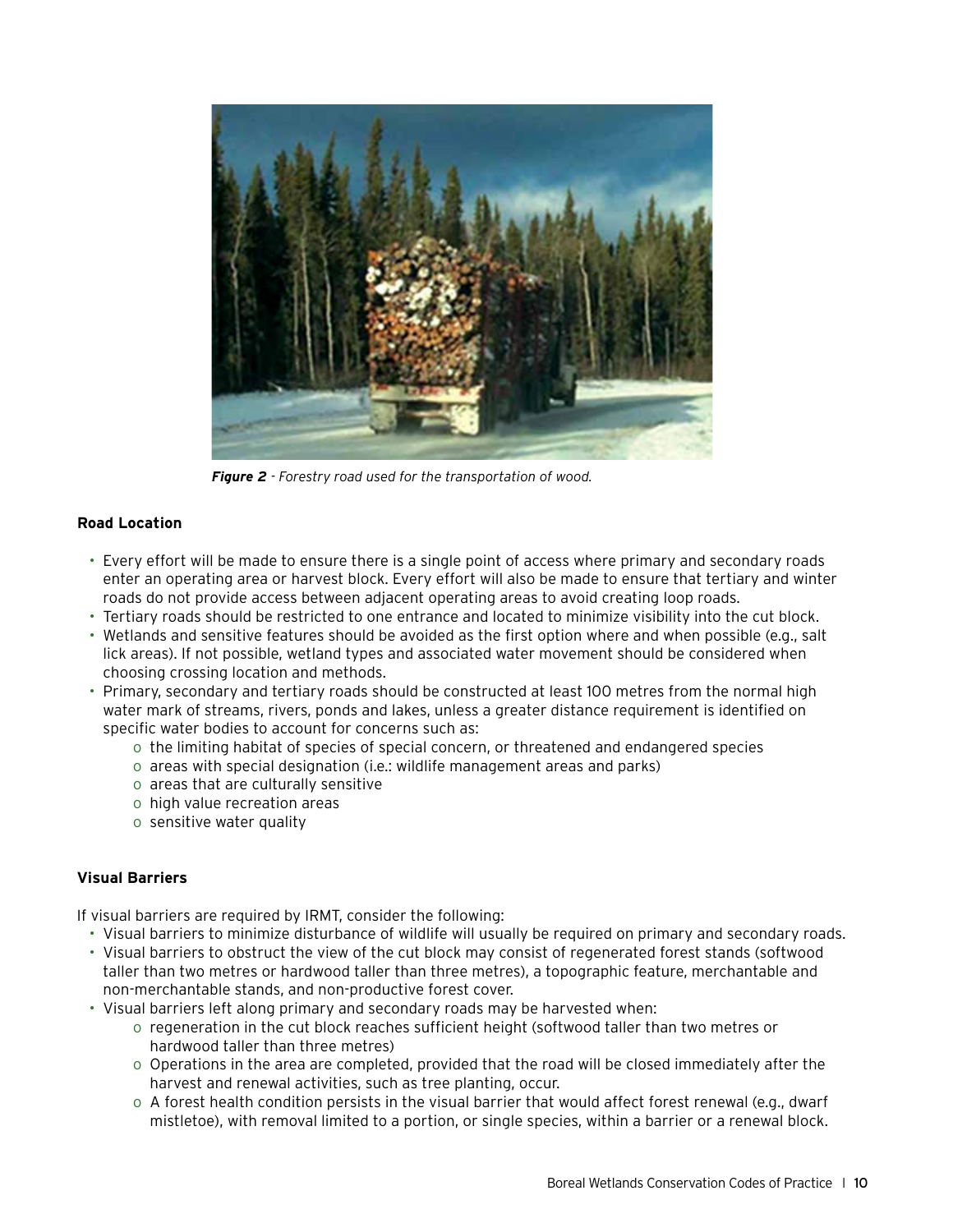*Figure 2* - *Forestry road used for the transportation of wood.*

### Road Location

- Every effort will be made to ensure there is a single point of access where primary and secondary roads enter an operating area or harvest block. Every effort will also be made to ensure that tertiary and winter roads do not provide access between adjacent operating areas to avoid creating loop roads.
- Tertiary roads should be restricted to one entrance and located to minimize visibility into the cut block.
- Wetlands and sensitive features should be avoided as the first option where and when possible (e.g., salt lick areas). If not possible, wetland types and associated water movement should be considered when choosing crossing location and methods.
- Primary, secondary and tertiary roads should be constructed at least 100 metres from the normal high water mark of streams, rivers, ponds and lakes, unless a greater distance requirement is identified on specific water bodies to account for concerns such as:
    - the limiting habitat of species of special concern, or threatened and endangered species
    - areas with special designation (i.e.: wildlife management areas and parks)
    - areas that are culturally sensitive
    - high value recreation areas
    - sensitive water quality

### Visual Barriers

If visual barriers are required by IRMT, consider the following:

- Visual barriers to minimize disturbance of wildlife will usually be required on primary and secondary roads.
- Visual barriers to obstruct the view of the cut block may consist of regenerated forest stands (softwood taller than two metres or hardwood taller than three metres), a topographic feature, merchantable and non-merchantable stands, and non-productive forest cover.
- Visual barriers left along primary and secondary roads may be harvested when:
    - regeneration in the cut block reaches sufficient height (softwood taller than two metres or hardwood taller than three metres)
    - Operations in the area are completed, provided that the road will be closed immediately after the harvest and renewal activities, such as tree planting, occur.
    - A forest health condition persists in the visual barrier that would affect forest renewal (e.g., dwarf mistletoe), with removal limited to a portion, or single species, within a barrier or a renewal block.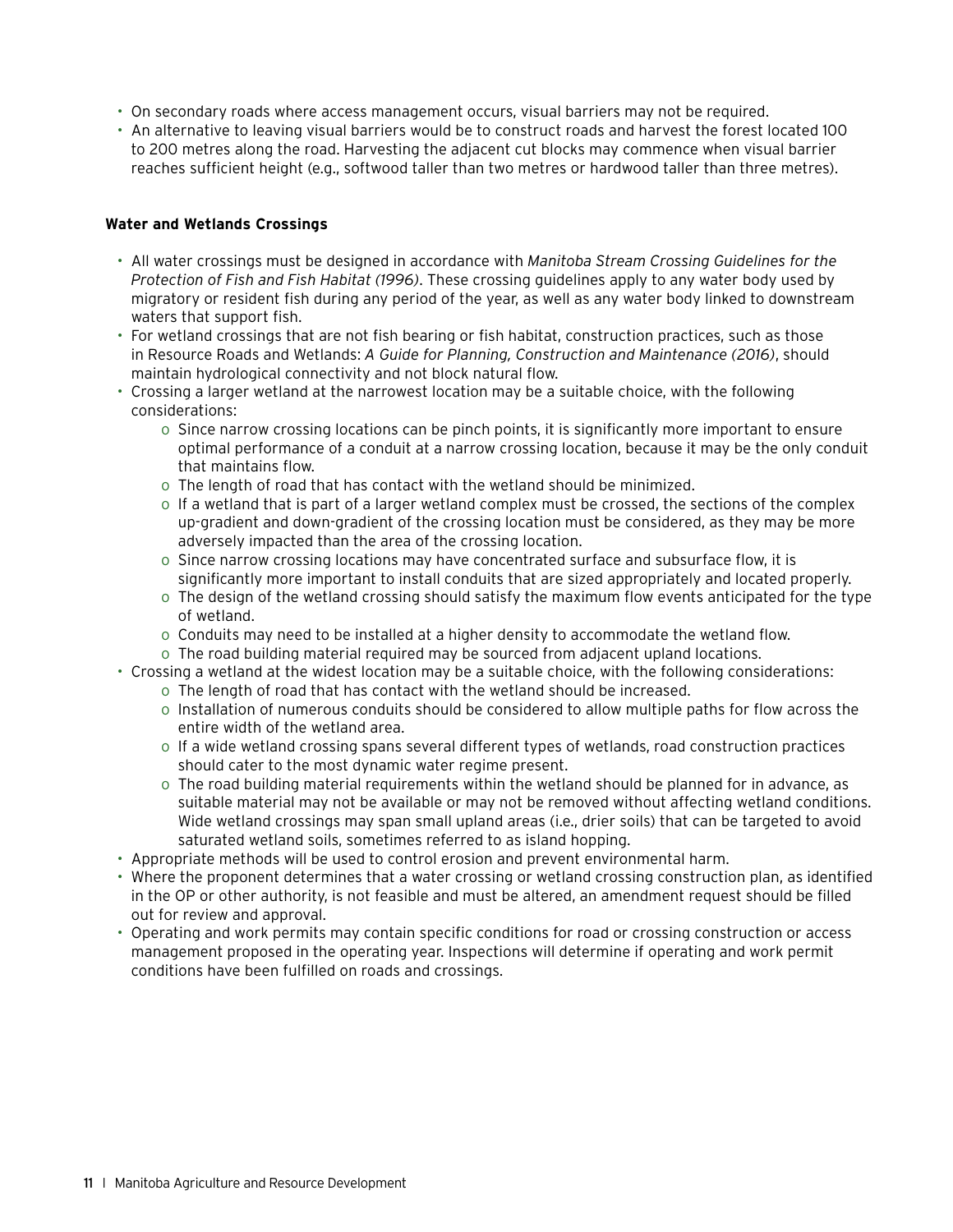- On secondary roads where access management occurs, visual barriers may not be required.
- An alternative to leaving visual barriers would be to construct roads and harvest the forest located 100 to 200 metres along the road. Harvesting the adjacent cut blocks may commence when visual barrier reaches sufficient height (e.g., softwood taller than two metres or hardwood taller than three metres).

**Water and Wetlands Crossings**

- All water crossings must be designed in accordance with *Manitoba Stream Crossing Guidelines for the Protection of Fish and Fish Habitat (1996)*. These crossing guidelines apply to any water body used by migratory or resident fish during any period of the year, as well as any water body linked to downstream waters that support fish.
- For wetland crossings that are not fish bearing or fish habitat, construction practices, such as those in Resource Roads and Wetlands: *A Guide for Planning, Construction and Maintenance (2016)*, should maintain hydrological connectivity and not block natural flow.
- Crossing a larger wetland at the narrowest location may be a suitable choice, with the following considerations:
    - Since narrow crossing locations can be pinch points, it is significantly more important to ensure optimal performance of a conduit at a narrow crossing location, because it may be the only conduit that maintains flow.
    - The length of road that has contact with the wetland should be minimized.
    - If a wetland that is part of a larger wetland complex must be crossed, the sections of the complex up-gradient and down-gradient of the crossing location must be considered, as they may be more adversely impacted than the area of the crossing location.
    - Since narrow crossing locations may have concentrated surface and subsurface flow, it is significantly more important to install conduits that are sized appropriately and located properly.
    - The design of the wetland crossing should satisfy the maximum flow events anticipated for the type of wetland.
    - Conduits may need to be installed at a higher density to accommodate the wetland flow.
    - The road building material required may be sourced from adjacent upland locations.
- Crossing a wetland at the widest location may be a suitable choice, with the following considerations:
    - The length of road that has contact with the wetland should be increased.
    - Installation of numerous conduits should be considered to allow multiple paths for flow across the entire width of the wetland area.
    - If a wide wetland crossing spans several different types of wetlands, road construction practices should cater to the most dynamic water regime present.
    - The road building material requirements within the wetland should be planned for in advance, as suitable material may not be available or may not be removed without affecting wetland conditions. Wide wetland crossings may span small upland areas (i.e., drier soils) that can be targeted to avoid saturated wetland soils, sometimes referred to as island hopping.
- Appropriate methods will be used to control erosion and prevent environmental harm.
- Where the proponent determines that a water crossing or wetland crossing construction plan, as identified in the OP or other authority, is not feasible and must be altered, an amendment request should be filled out for review and approval.
- Operating and work permits may contain specific conditions for road or crossing construction or access management proposed in the operating year. Inspections will determine if operating and work permit conditions have been fulfilled on roads and crossings.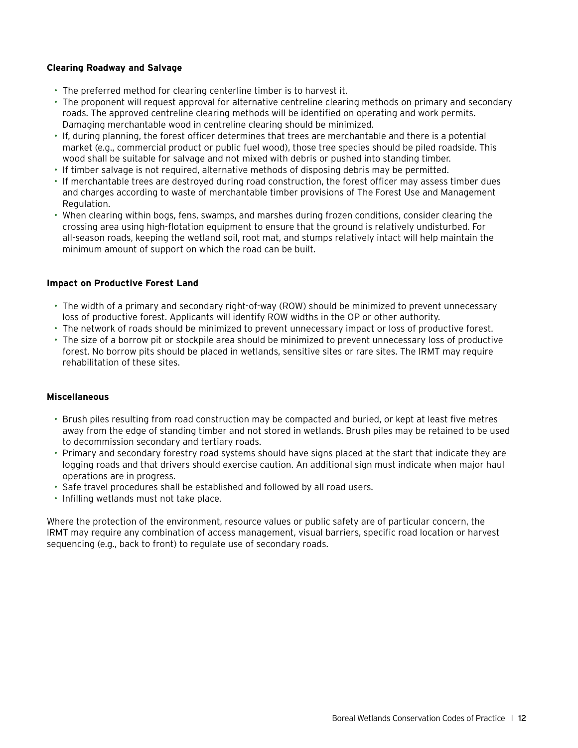### Clearing Roadway and Salvage

- The preferred method for clearing centerline timber is to harvest it.
- The proponent will request approval for alternative centreline clearing methods on primary and secondary roads. The approved centreline clearing methods will be identified on operating and work permits. Damaging merchantable wood in centreline clearing should be minimized.
- If, during planning, the forest officer determines that trees are merchantable and there is a potential market (e.g., commercial product or public fuel wood), those tree species should be piled roadside. This wood shall be suitable for salvage and not mixed with debris or pushed into standing timber.
- If timber salvage is not required, alternative methods of disposing debris may be permitted.
- If merchantable trees are destroyed during road construction, the forest officer may assess timber dues and charges according to waste of merchantable timber provisions of The Forest Use and Management Regulation.
- When clearing within bogs, fens, swamps, and marshes during frozen conditions, consider clearing the crossing area using high-flotation equipment to ensure that the ground is relatively undisturbed. For all-season roads, keeping the wetland soil, root mat, and stumps relatively intact will help maintain the minimum amount of support on which the road can be built.

### Impact on Productive Forest Land

- The width of a primary and secondary right-of-way (ROW) should be minimized to prevent unnecessary loss of productive forest. Applicants will identify ROW widths in the OP or other authority.
- The network of roads should be minimized to prevent unnecessary impact or loss of productive forest.
- The size of a borrow pit or stockpile area should be minimized to prevent unnecessary loss of productive forest. No borrow pits should be placed in wetlands, sensitive sites or rare sites. The IRMT may require rehabilitation of these sites.

### Miscellaneous

- Brush piles resulting from road construction may be compacted and buried, or kept at least five metres away from the edge of standing timber and not stored in wetlands. Brush piles may be retained to be used to decommission secondary and tertiary roads.
- Primary and secondary forestry road systems should have signs placed at the start that indicate they are logging roads and that drivers should exercise caution. An additional sign must indicate when major haul operations are in progress.
- Safe travel procedures shall be established and followed by all road users.
- Infilling wetlands must not take place.

Where the protection of the environment, resource values or public safety are of particular concern, the IRMT may require any combination of access management, visual barriers, specific road location or harvest sequencing (e.g., back to front) to regulate use of secondary roads.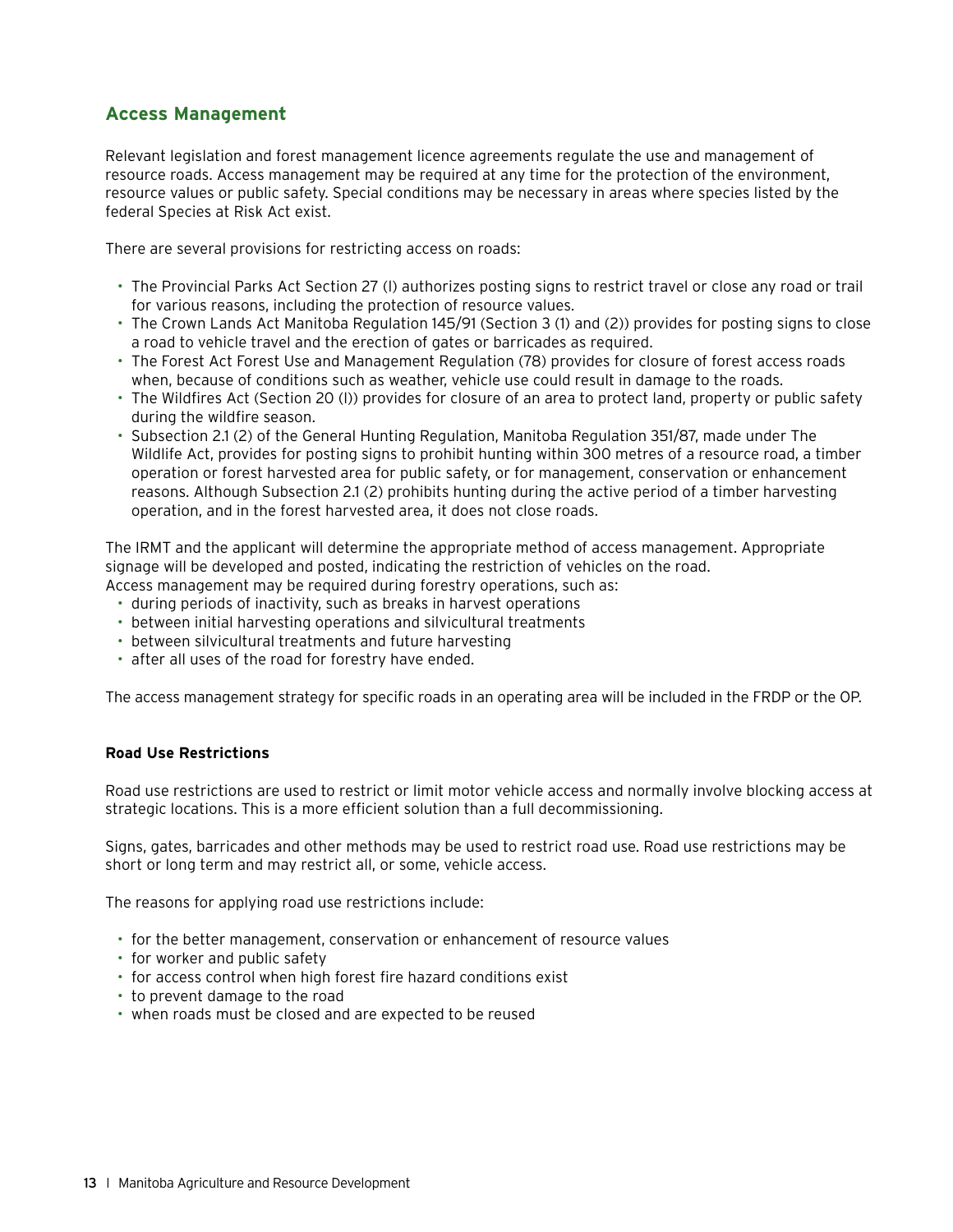## Access Management

Relevant legislation and forest management licence agreements regulate the use and management of resource roads. Access management may be required at any time for the protection of the environment, resource values or public safety. Special conditions may be necessary in areas where species listed by the federal Species at Risk Act exist.

There are several provisions for restricting access on roads:

- The Provincial Parks Act Section 27 (l) authorizes posting signs to restrict travel or close any road or trail for various reasons, including the protection of resource values.
- The Crown Lands Act Manitoba Regulation 145/91 (Section 3 (1) and (2)) provides for posting signs to close a road to vehicle travel and the erection of gates or barricades as required.
- The Forest Act Forest Use and Management Regulation (78) provides for closure of forest access roads when, because of conditions such as weather, vehicle use could result in damage to the roads.
- The Wildfires Act (Section 20 (l)) provides for closure of an area to protect land, property or public safety during the wildfire season.
- Subsection 2.1 (2) of the General Hunting Regulation, Manitoba Regulation 351/87, made under The Wildlife Act, provides for posting signs to prohibit hunting within 300 metres of a resource road, a timber operation or forest harvested area for public safety, or for management, conservation or enhancement reasons. Although Subsection 2.1 (2) prohibits hunting during the active period of a timber harvesting operation, and in the forest harvested area, it does not close roads.

The IRMT and the applicant will determine the appropriate method of access management. Appropriate signage will be developed and posted, indicating the restriction of vehicles on the road. Access management may be required during forestry operations, such as:

- during periods of inactivity, such as breaks in harvest operations
- between initial harvesting operations and silvicultural treatments
- between silvicultural treatments and future harvesting
- after all uses of the road for forestry have ended.

The access management strategy for specific roads in an operating area will be included in the FRDP or the OP.

### Road Use Restrictions

Road use restrictions are used to restrict or limit motor vehicle access and normally involve blocking access at strategic locations. This is a more efficient solution than a full decommissioning.

Signs, gates, barricades and other methods may be used to restrict road use. Road use restrictions may be short or long term and may restrict all, or some, vehicle access.

The reasons for applying road use restrictions include:

- for the better management, conservation or enhancement of resource values
- for worker and public safety
- for access control when high forest fire hazard conditions exist
- to prevent damage to the road
- when roads must be closed and are expected to be reused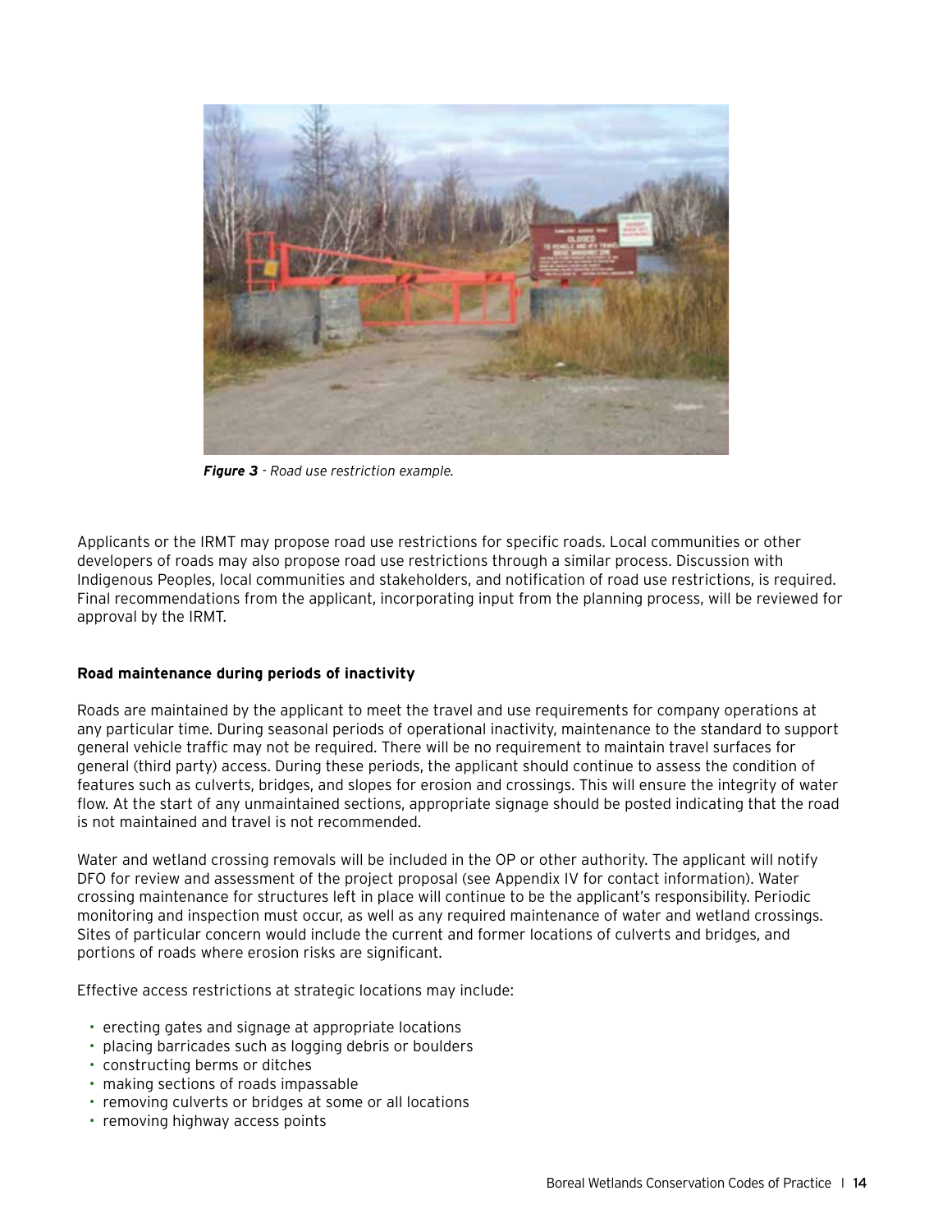*Figure 3 - Road use restriction example.*

Applicants or the IRMT may propose road use restrictions for specific roads. Local communities or other developers of roads may also propose road use restrictions through a similar process. Discussion with Indigenous Peoples, local communities and stakeholders, and notification of road use restrictions, is required. Final recommendations from the applicant, incorporating input from the planning process, will be reviewed for approval by the IRMT.

**Road maintenance during periods of inactivity**

Roads are maintained by the applicant to meet the travel and use requirements for company operations at any particular time. During seasonal periods of operational inactivity, maintenance to the standard to support general vehicle traffic may not be required. There will be no requirement to maintain travel surfaces for general (third party) access. During these periods, the applicant should continue to assess the condition of features such as culverts, bridges, and slopes for erosion and crossings. This will ensure the integrity of water flow. At the start of any unmaintained sections, appropriate signage should be posted indicating that the road is not maintained and travel is not recommended.

Water and wetland crossing removals will be included in the OP or other authority. The applicant will notify DFO for review and assessment of the project proposal (see Appendix IV for contact information). Water crossing maintenance for structures left in place will continue to be the applicant's responsibility. Periodic monitoring and inspection must occur, as well as any required maintenance of water and wetland crossings. Sites of particular concern would include the current and former locations of culverts and bridges, and portions of roads where erosion risks are significant.

Effective access restrictions at strategic locations may include:

- erecting gates and signage at appropriate locations
- placing barricades such as logging debris or boulders
- constructing berms or ditches
- making sections of roads impassable
- removing culverts or bridges at some or all locations
- removing highway access points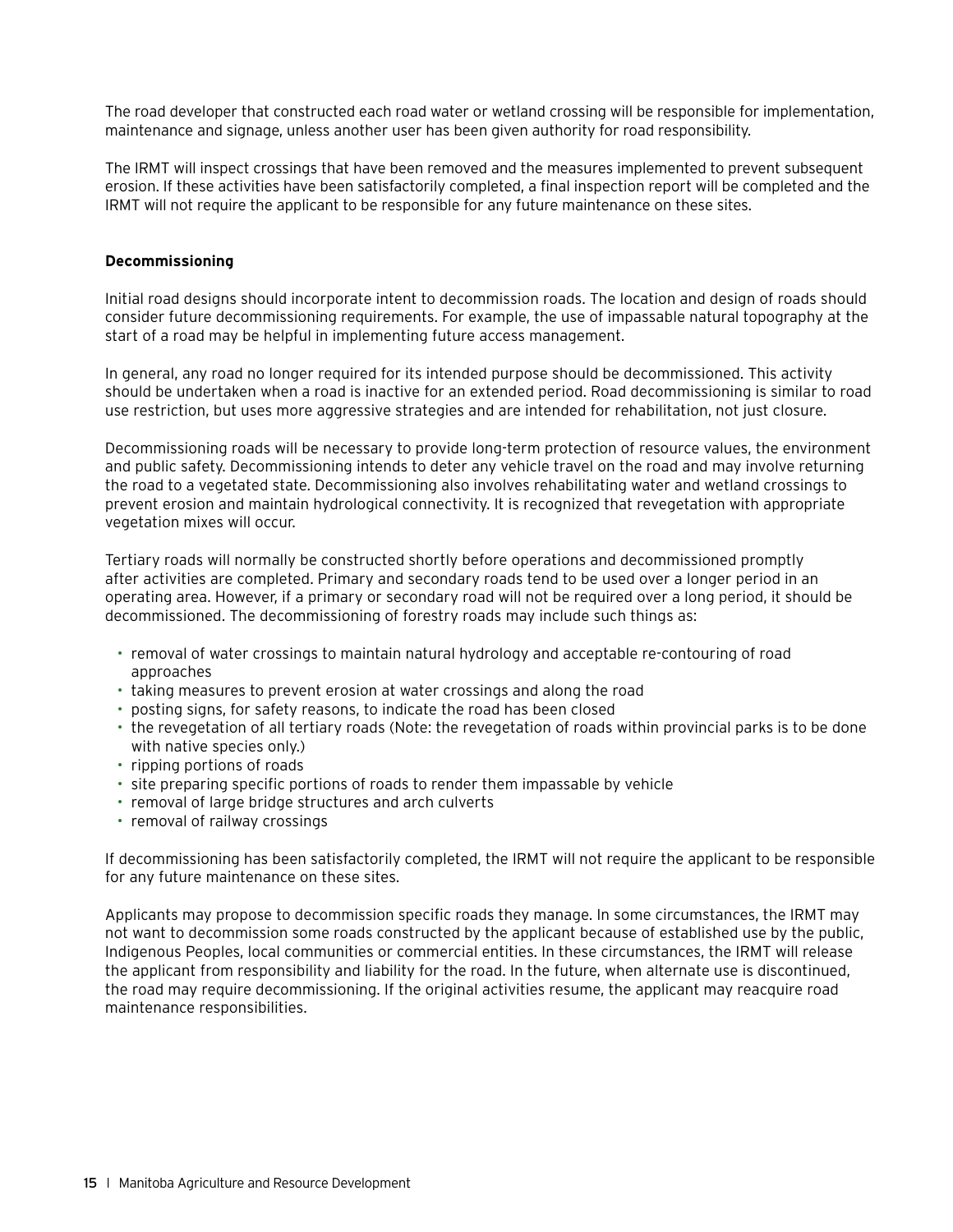The road developer that constructed each road water or wetland crossing will be responsible for implementation, maintenance and signage, unless another user has been given authority for road responsibility.

The IRMT will inspect crossings that have been removed and the measures implemented to prevent subsequent erosion. If these activities have been satisfactorily completed, a final inspection report will be completed and the IRMT will not require the applicant to be responsible for any future maintenance on these sites.

**Decommissioning**

Initial road designs should incorporate intent to decommission roads. The location and design of roads should consider future decommissioning requirements. For example, the use of impassable natural topography at the start of a road may be helpful in implementing future access management.

In general, any road no longer required for its intended purpose should be decommissioned. This activity should be undertaken when a road is inactive for an extended period. Road decommissioning is similar to road use restriction, but uses more aggressive strategies and are intended for rehabilitation, not just closure.

Decommissioning roads will be necessary to provide long-term protection of resource values, the environment and public safety. Decommissioning intends to deter any vehicle travel on the road and may involve returning the road to a vegetated state. Decommissioning also involves rehabilitating water and wetland crossings to prevent erosion and maintain hydrological connectivity. It is recognized that revegetation with appropriate vegetation mixes will occur.

Tertiary roads will normally be constructed shortly before operations and decommissioned promptly after activities are completed. Primary and secondary roads tend to be used over a longer period in an operating area. However, if a primary or secondary road will not be required over a long period, it should be decommissioned. The decommissioning of forestry roads may include such things as:

- removal of water crossings to maintain natural hydrology and acceptable re-contouring of road approaches
- taking measures to prevent erosion at water crossings and along the road
- posting signs, for safety reasons, to indicate the road has been closed
- the revegetation of all tertiary roads (Note: the revegetation of roads within provincial parks is to be done with native species only.)
- ripping portions of roads
- site preparing specific portions of roads to render them impassable by vehicle
- removal of large bridge structures and arch culverts
- removal of railway crossings

If decommissioning has been satisfactorily completed, the IRMT will not require the applicant to be responsible for any future maintenance on these sites.

Applicants may propose to decommission specific roads they manage. In some circumstances, the IRMT may not want to decommission some roads constructed by the applicant because of established use by the public, Indigenous Peoples, local communities or commercial entities. In these circumstances, the IRMT will release the applicant from responsibility and liability for the road. In the future, when alternate use is discontinued, the road may require decommissioning. If the original activities resume, the applicant may reacquire road maintenance responsibilities.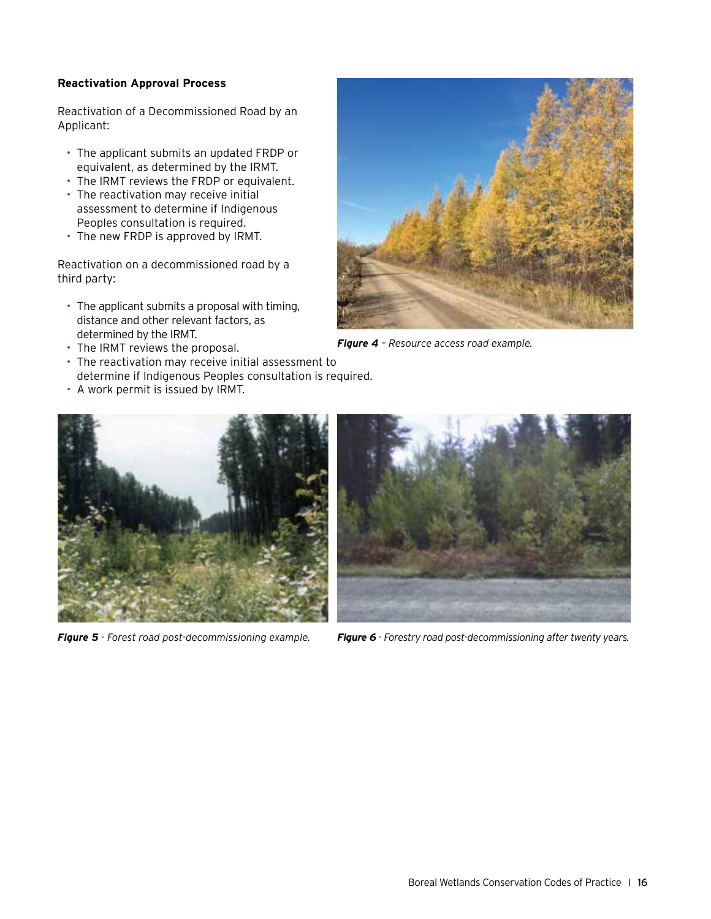**Reactivation Approval Process**

Reactivation of a Decommissioned Road by an Applicant:

- The applicant submits an updated FRDP or equivalent, as determined by the IRMT.
- The IRMT reviews the FRDP or equivalent.
- The reactivation may receive initial assessment to determine if Indigenous Peoples consultation is required.
- The new FRDP is approved by IRMT.

Reactivation on a decommissioned road by a third party:

- The applicant submits a proposal with timing, distance and other relevant factors, as determined by the IRMT.
- The IRMT reviews the proposal.
- The reactivation may receive initial assessment to determine if Indigenous Peoples consultation is required.
- A work permit is issued by IRMT.

***Figure 4*** *– Resource access road example.*

***Figure 5*** *- Forest road post-decommissioning example.*

***Figure 6*** *- Forestry road post-decommissioning after twenty years.*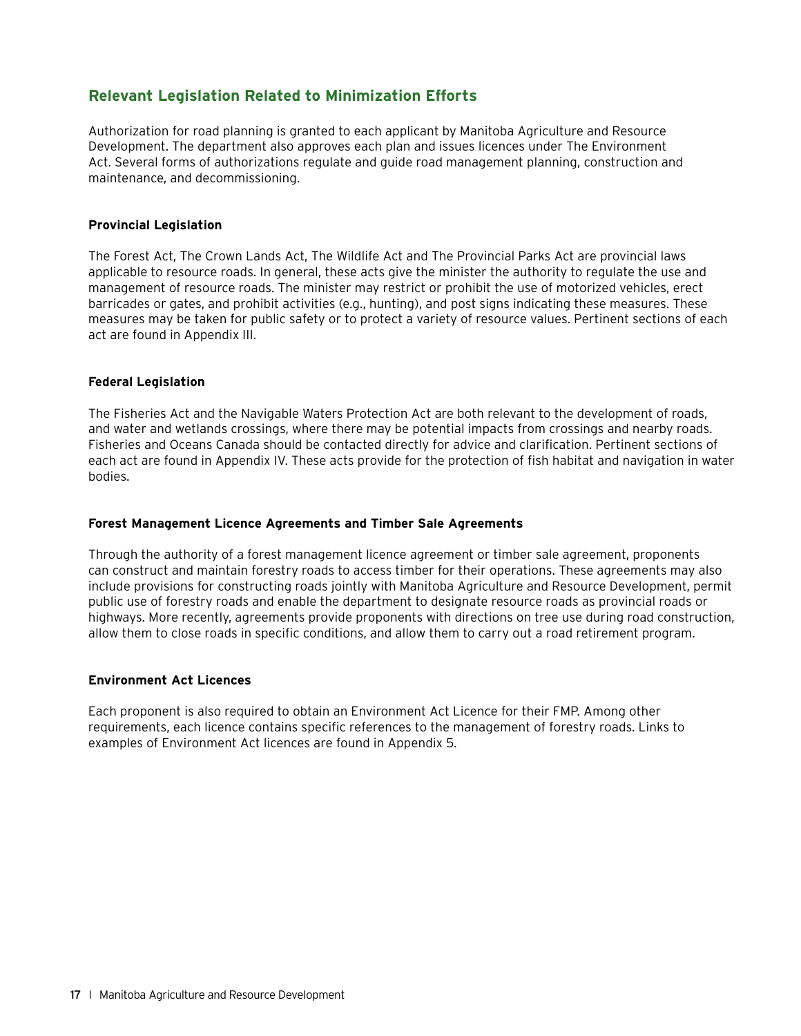## Relevant Legislation Related to Minimization Efforts

Authorization for road planning is granted to each applicant by Manitoba Agriculture and Resource Development. The department also approves each plan and issues licences under The Environment Act. Several forms of authorizations regulate and guide road management planning, construction and maintenance, and decommissioning.

### Provincial Legislation

The Forest Act, The Crown Lands Act, The Wildlife Act and The Provincial Parks Act are provincial laws applicable to resource roads. In general, these acts give the minister the authority to regulate the use and management of resource roads. The minister may restrict or prohibit the use of motorized vehicles, erect barricades or gates, and prohibit activities (e.g., hunting), and post signs indicating these measures. These measures may be taken for public safety or to protect a variety of resource values. Pertinent sections of each act are found in Appendix III.

### Federal Legislation

The Fisheries Act and the Navigable Waters Protection Act are both relevant to the development of roads, and water and wetlands crossings, where there may be potential impacts from crossings and nearby roads. Fisheries and Oceans Canada should be contacted directly for advice and clarification. Pertinent sections of each act are found in Appendix IV. These acts provide for the protection of fish habitat and navigation in water bodies.

### Forest Management Licence Agreements and Timber Sale Agreements

Through the authority of a forest management licence agreement or timber sale agreement, proponents can construct and maintain forestry roads to access timber for their operations. These agreements may also include provisions for constructing roads jointly with Manitoba Agriculture and Resource Development, permit public use of forestry roads and enable the department to designate resource roads as provincial roads or highways. More recently, agreements provide proponents with directions on tree use during road construction, allow them to close roads in specific conditions, and allow them to carry out a road retirement program.

### Environment Act Licences

Each proponent is also required to obtain an Environment Act Licence for their FMP. Among other requirements, each licence contains specific references to the management of forestry roads. Links to examples of Environment Act licences are found in Appendix 5.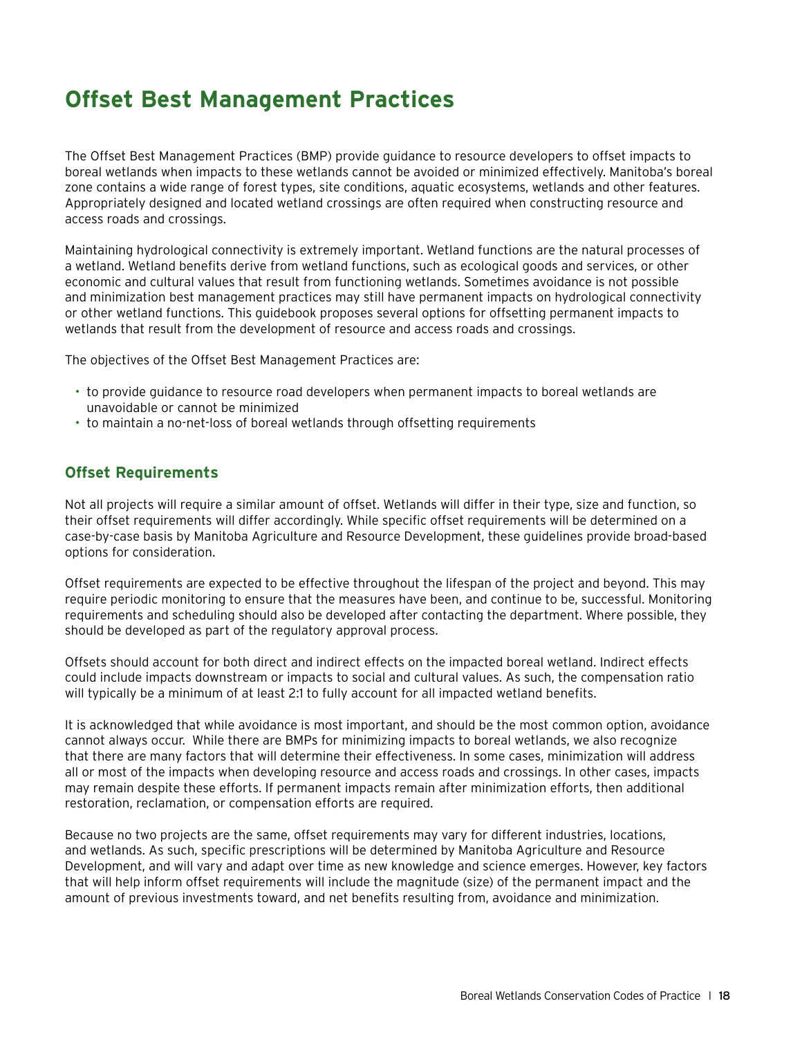# Offset Best Management Practices

The Offset Best Management Practices (BMP) provide guidance to resource developers to offset impacts to boreal wetlands when impacts to these wetlands cannot be avoided or minimized effectively. Manitoba's boreal zone contains a wide range of forest types, site conditions, aquatic ecosystems, wetlands and other features. Appropriately designed and located wetland crossings are often required when constructing resource and access roads and crossings.

Maintaining hydrological connectivity is extremely important. Wetland functions are the natural processes of a wetland. Wetland benefits derive from wetland functions, such as ecological goods and services, or other economic and cultural values that result from functioning wetlands. Sometimes avoidance is not possible and minimization best management practices may still have permanent impacts on hydrological connectivity or other wetland functions. This guidebook proposes several options for offsetting permanent impacts to wetlands that result from the development of resource and access roads and crossings.

The objectives of the Offset Best Management Practices are:

- to provide guidance to resource road developers when permanent impacts to boreal wetlands are unavoidable or cannot be minimized
- to maintain a no-net-loss of boreal wetlands through offsetting requirements

## Offset Requirements

Not all projects will require a similar amount of offset. Wetlands will differ in their type, size and function, so their offset requirements will differ accordingly. While specific offset requirements will be determined on a case-by-case basis by Manitoba Agriculture and Resource Development, these guidelines provide broad-based options for consideration.

Offset requirements are expected to be effective throughout the lifespan of the project and beyond. This may require periodic monitoring to ensure that the measures have been, and continue to be, successful. Monitoring requirements and scheduling should also be developed after contacting the department. Where possible, they should be developed as part of the regulatory approval process.

Offsets should account for both direct and indirect effects on the impacted boreal wetland. Indirect effects could include impacts downstream or impacts to social and cultural values. As such, the compensation ratio will typically be a minimum of at least 2:1 to fully account for all impacted wetland benefits.

It is acknowledged that while avoidance is most important, and should be the most common option, avoidance cannot always occur. While there are BMPs for minimizing impacts to boreal wetlands, we also recognize that there are many factors that will determine their effectiveness. In some cases, minimization will address all or most of the impacts when developing resource and access roads and crossings. In other cases, impacts may remain despite these efforts. If permanent impacts remain after minimization efforts, then additional restoration, reclamation, or compensation efforts are required.

Because no two projects are the same, offset requirements may vary for different industries, locations, and wetlands. As such, specific prescriptions will be determined by Manitoba Agriculture and Resource Development, and will vary and adapt over time as new knowledge and science emerges. However, key factors that will help inform offset requirements will include the magnitude (size) of the permanent impact and the amount of previous investments toward, and net benefits resulting from, avoidance and minimization.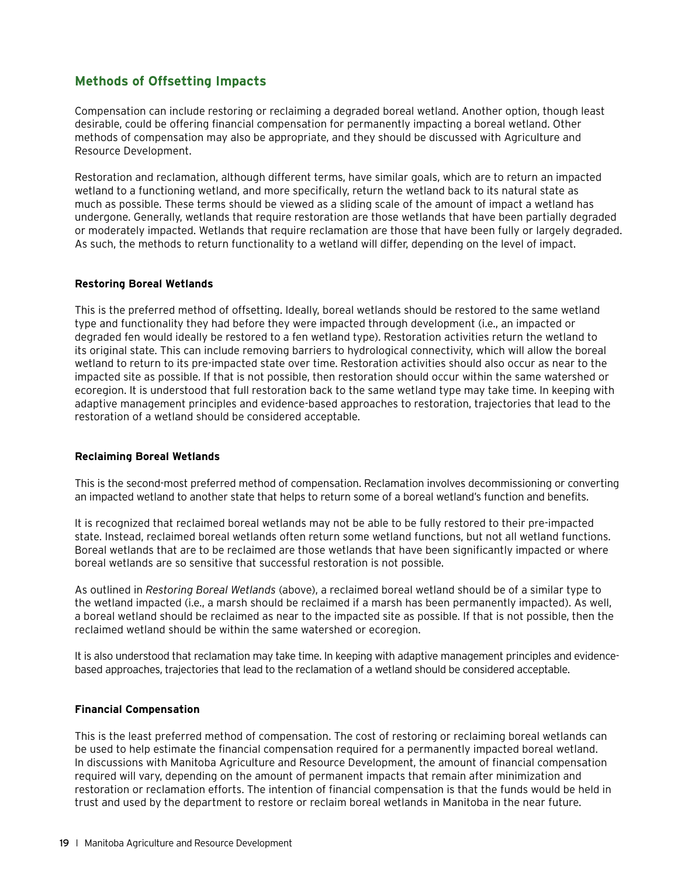## Methods of Offsetting Impacts

Compensation can include restoring or reclaiming a degraded boreal wetland. Another option, though least desirable, could be offering financial compensation for permanently impacting a boreal wetland. Other methods of compensation may also be appropriate, and they should be discussed with Agriculture and Resource Development.

Restoration and reclamation, although different terms, have similar goals, which are to return an impacted wetland to a functioning wetland, and more specifically, return the wetland back to its natural state as much as possible. These terms should be viewed as a sliding scale of the amount of impact a wetland has undergone. Generally, wetlands that require restoration are those wetlands that have been partially degraded or moderately impacted. Wetlands that require reclamation are those that have been fully or largely degraded. As such, the methods to return functionality to a wetland will differ, depending on the level of impact.

### Restoring Boreal Wetlands

This is the preferred method of offsetting. Ideally, boreal wetlands should be restored to the same wetland type and functionality they had before they were impacted through development (i.e., an impacted or degraded fen would ideally be restored to a fen wetland type). Restoration activities return the wetland to its original state. This can include removing barriers to hydrological connectivity, which will allow the boreal wetland to return to its pre-impacted state over time. Restoration activities should also occur as near to the impacted site as possible. If that is not possible, then restoration should occur within the same watershed or ecoregion. It is understood that full restoration back to the same wetland type may take time. In keeping with adaptive management principles and evidence-based approaches to restoration, trajectories that lead to the restoration of a wetland should be considered acceptable.

### Reclaiming Boreal Wetlands

This is the second-most preferred method of compensation. Reclamation involves decommissioning or converting an impacted wetland to another state that helps to return some of a boreal wetland's function and benefits.

It is recognized that reclaimed boreal wetlands may not be able to be fully restored to their pre-impacted state. Instead, reclaimed boreal wetlands often return some wetland functions, but not all wetland functions. Boreal wetlands that are to be reclaimed are those wetlands that have been significantly impacted or where boreal wetlands are so sensitive that successful restoration is not possible.

As outlined in *Restoring Boreal Wetlands* (above), a reclaimed boreal wetland should be of a similar type to the wetland impacted (i.e., a marsh should be reclaimed if a marsh has been permanently impacted). As well, a boreal wetland should be reclaimed as near to the impacted site as possible. If that is not possible, then the reclaimed wetland should be within the same watershed or ecoregion.

It is also understood that reclamation may take time. In keeping with adaptive management principles and evidence-based approaches, trajectories that lead to the reclamation of a wetland should be considered acceptable.

### Financial Compensation

This is the least preferred method of compensation. The cost of restoring or reclaiming boreal wetlands can be used to help estimate the financial compensation required for a permanently impacted boreal wetland. In discussions with Manitoba Agriculture and Resource Development, the amount of financial compensation required will vary, depending on the amount of permanent impacts that remain after minimization and restoration or reclamation efforts. The intention of financial compensation is that the funds would be held in trust and used by the department to restore or reclaim boreal wetlands in Manitoba in the near future.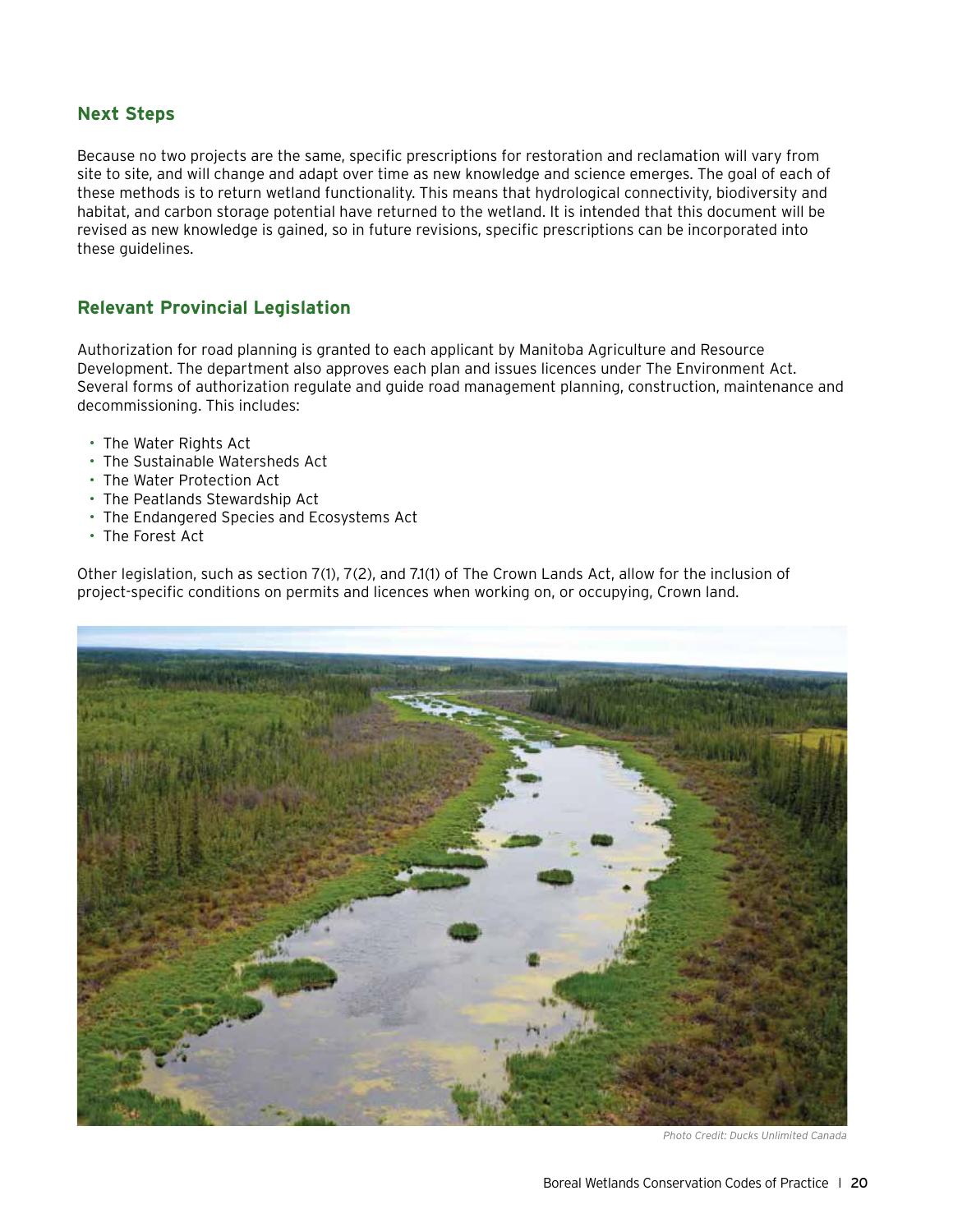## Next Steps

Because no two projects are the same, specific prescriptions for restoration and reclamation will vary from site to site, and will change and adapt over time as new knowledge and science emerges. The goal of each of these methods is to return wetland functionality. This means that hydrological connectivity, biodiversity and habitat, and carbon storage potential have returned to the wetland. It is intended that this document will be revised as new knowledge is gained, so in future revisions, specific prescriptions can be incorporated into these guidelines.

## Relevant Provincial Legislation

Authorization for road planning is granted to each applicant by Manitoba Agriculture and Resource Development. The department also approves each plan and issues licences under The Environment Act. Several forms of authorization regulate and guide road management planning, construction, maintenance and decommissioning. This includes:

- The Water Rights Act
- The Sustainable Watersheds Act
- The Water Protection Act
- The Peatlands Stewardship Act
- The Endangered Species and Ecosystems Act
- The Forest Act

Other legislation, such as section 7(1), 7(2), and 7.1(1) of The Crown Lands Act, allow for the inclusion of project-specific conditions on permits and licences when working on, or occupying, Crown land.

*Photo Credit: Ducks Unlimited Canada*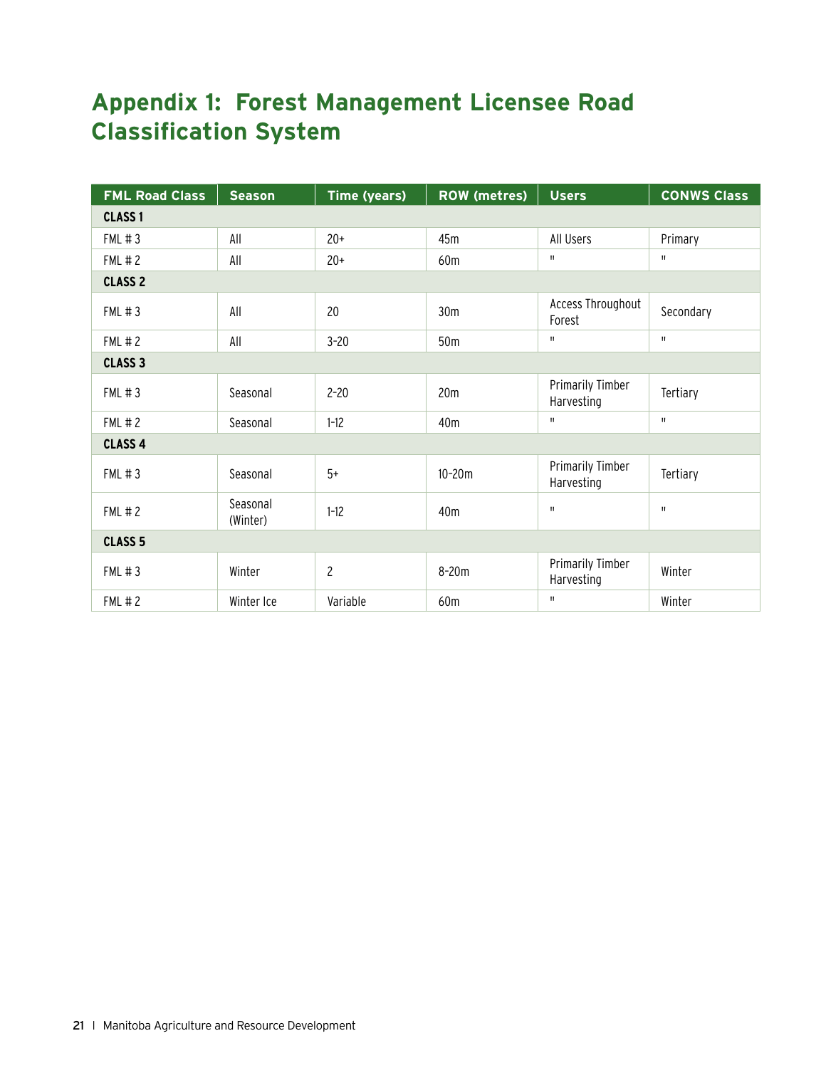# Appendix 1: Forest Management Licensee Road Classification System

| FML Road Class | Season | Time (years) | ROW (metres) | Users | CONWS Class |
|---|---|---|---|---|---|
| **CLASS 1** | | | | | |
| FML # 3 | All | 20+ | 45m | All Users | Primary |
| FML # 2 | All | 20+ | 60m | " | " |
| **CLASS 2** | | | | | |
| FML # 3 | All | 20 | 30m | Access Throughout Forest | Secondary |
| FML # 2 | All | 3-20 | 50m | " | " |
| **CLASS 3** | | | | | |
| FML # 3 | Seasonal | 2-20 | 20m | Primarily Timber Harvesting | Tertiary |
| FML # 2 | Seasonal | 1-12 | 40m | " | " |
| **CLASS 4** | | | | | |
| FML # 3 | Seasonal | 5+ | 10-20m | Primarily Timber Harvesting | Tertiary |
| FML # 2 | Seasonal (Winter) | 1-12 | 40m | " | " |
| **CLASS 5** | | | | | |
| FML # 3 | Winter | 2 | 8-20m | Primarily Timber Harvesting | Winter |
| FML # 2 | Winter Ice | Variable | 60m | " | Winter |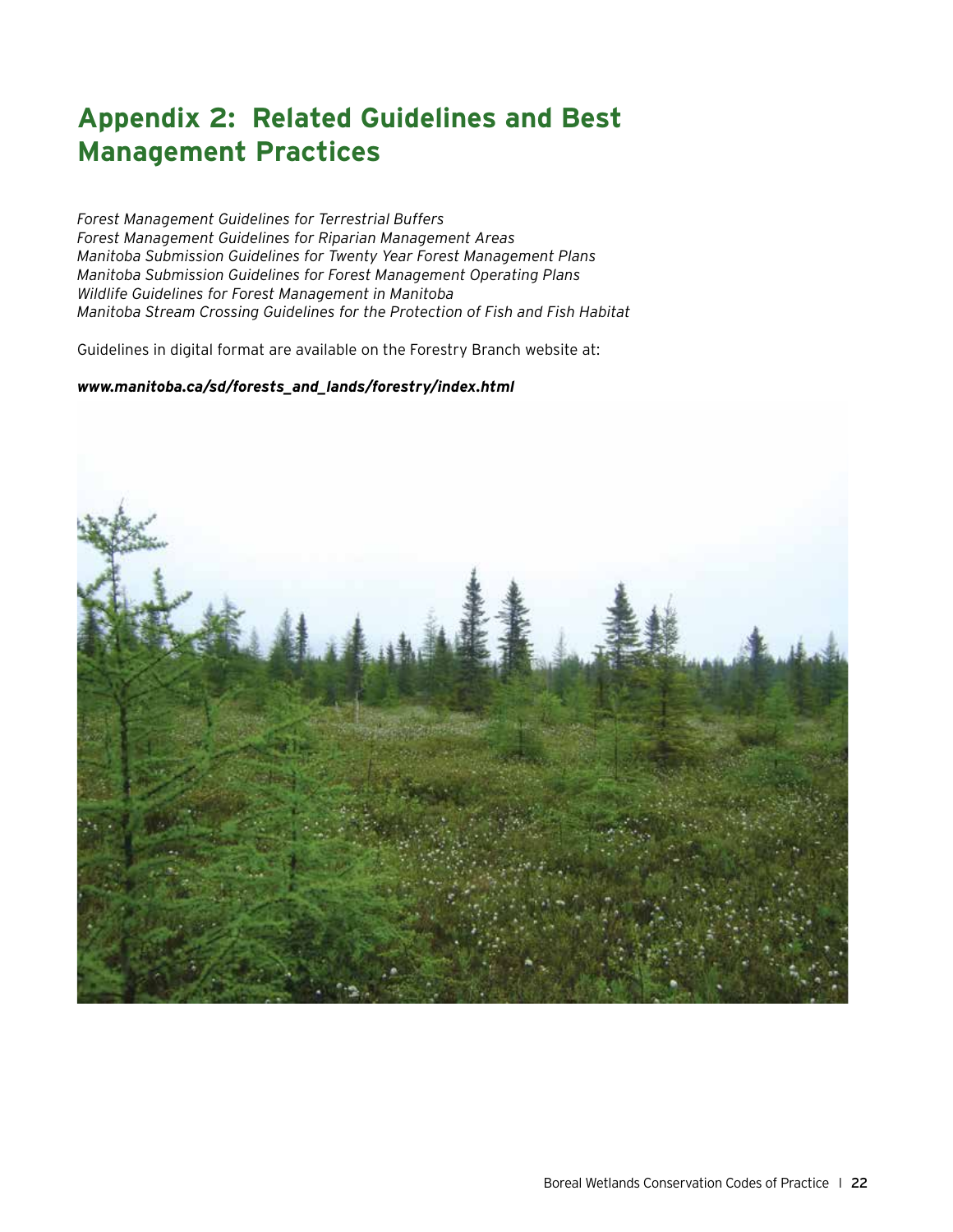# Appendix 2: Related Guidelines and Best Management Practices

*Forest Management Guidelines for Terrestrial Buffers*
*Forest Management Guidelines for Riparian Management Areas*
*Manitoba Submission Guidelines for Twenty Year Forest Management Plans*
*Manitoba Submission Guidelines for Forest Management Operating Plans*
*Wildlife Guidelines for Forest Management in Manitoba*
*Manitoba Stream Crossing Guidelines for the Protection of Fish and Fish Habitat*

Guidelines in digital format are available on the Forestry Branch website at:

***www.manitoba.ca/sd/forests_and_lands/forestry/index.html***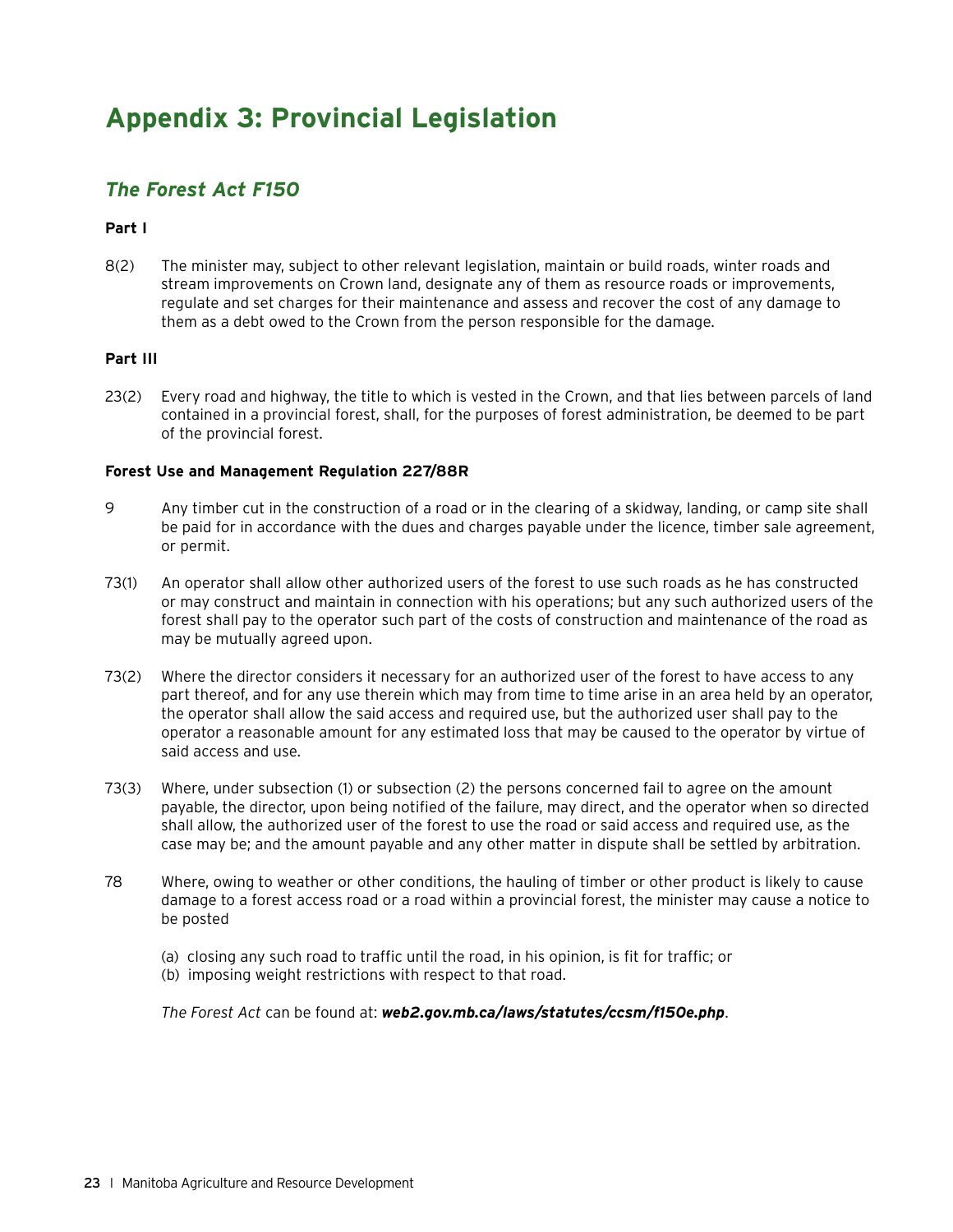# Appendix 3: Provincial Legislation

## *The Forest Act F150*

**Part I**

8(2) The minister may, subject to other relevant legislation, maintain or build roads, winter roads and stream improvements on Crown land, designate any of them as resource roads or improvements, regulate and set charges for their maintenance and assess and recover the cost of any damage to them as a debt owed to the Crown from the person responsible for the damage.

**Part III**

23(2) Every road and highway, the title to which is vested in the Crown, and that lies between parcels of land contained in a provincial forest, shall, for the purposes of forest administration, be deemed to be part of the provincial forest.

**Forest Use and Management Regulation 227/88R**

9 Any timber cut in the construction of a road or in the clearing of a skidway, landing, or camp site shall be paid for in accordance with the dues and charges payable under the licence, timber sale agreement, or permit.

73(1) An operator shall allow other authorized users of the forest to use such roads as he has constructed or may construct and maintain in connection with his operations; but any such authorized users of the forest shall pay to the operator such part of the costs of construction and maintenance of the road as may be mutually agreed upon.

73(2) Where the director considers it necessary for an authorized user of the forest to have access to any part thereof, and for any use therein which may from time to time arise in an area held by an operator, the operator shall allow the said access and required use, but the authorized user shall pay to the operator a reasonable amount for any estimated loss that may be caused to the operator by virtue of said access and use.

73(3) Where, under subsection (1) or subsection (2) the persons concerned fail to agree on the amount payable, the director, upon being notified of the failure, may direct, and the operator when so directed shall allow, the authorized user of the forest to use the road or said access and required use, as the case may be; and the amount payable and any other matter in dispute shall be settled by arbitration.

78 Where, owing to weather or other conditions, the hauling of timber or other product is likely to cause damage to a forest access road or a road within a provincial forest, the minister may cause a notice to be posted

(a) closing any such road to traffic until the road, in his opinion, is fit for traffic; or
(b) imposing weight restrictions with respect to that road.

*The Forest Act* can be found at: ***web2.gov.mb.ca/laws/statutes/ccsm/f150e.php***.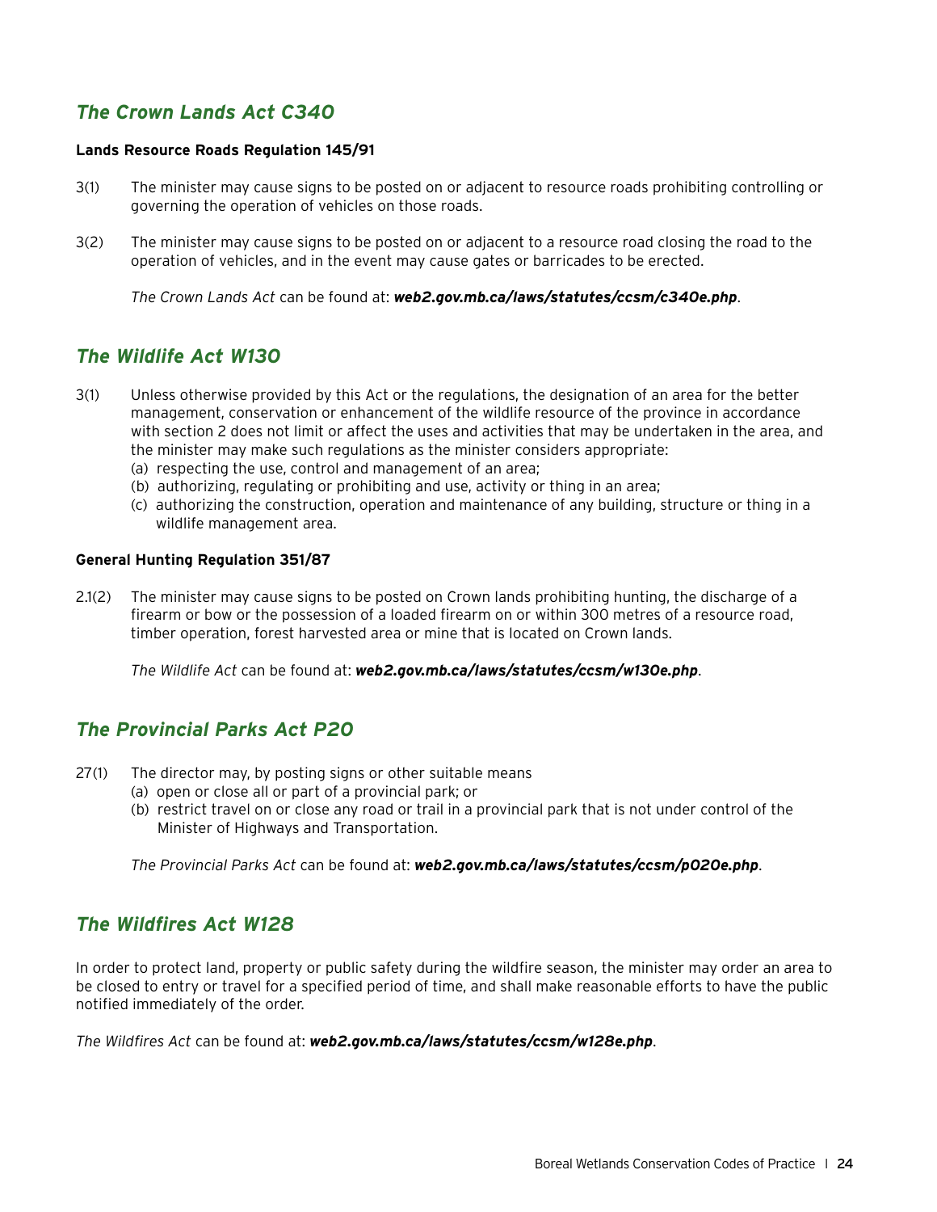## *The Crown Lands Act C340*

**Lands Resource Roads Regulation 145/91**

3(1) The minister may cause signs to be posted on or adjacent to resource roads prohibiting controlling or governing the operation of vehicles on those roads.

3(2) The minister may cause signs to be posted on or adjacent to a resource road closing the road to the operation of vehicles, and in the event may cause gates or barricades to be erected.

*The Crown Lands Act* can be found at: ***web2.gov.mb.ca/laws/statutes/ccsm/c340e.php***.

## *The Wildlife Act W130*

3(1) Unless otherwise provided by this Act or the regulations, the designation of an area for the better management, conservation or enhancement of the wildlife resource of the province in accordance with section 2 does not limit or affect the uses and activities that may be undertaken in the area, and the minister may make such regulations as the minister considers appropriate:

(a) respecting the use, control and management of an area;
(b) authorizing, regulating or prohibiting and use, activity or thing in an area;
(c) authorizing the construction, operation and maintenance of any building, structure or thing in a wildlife management area.

**General Hunting Regulation 351/87**

2.1(2) The minister may cause signs to be posted on Crown lands prohibiting hunting, the discharge of a firearm or bow or the possession of a loaded firearm on or within 300 metres of a resource road, timber operation, forest harvested area or mine that is located on Crown lands.

*The Wildlife Act* can be found at: ***web2.gov.mb.ca/laws/statutes/ccsm/w130e.php***.

## *The Provincial Parks Act P20*

27(1) The director may, by posting signs or other suitable means

(a) open or close all or part of a provincial park; or
(b) restrict travel on or close any road or trail in a provincial park that is not under control of the Minister of Highways and Transportation.

*The Provincial Parks Act* can be found at: ***web2.gov.mb.ca/laws/statutes/ccsm/p020e.php***.

## *The Wildfires Act W128*

In order to protect land, property or public safety during the wildfire season, the minister may order an area to be closed to entry or travel for a specified period of time, and shall make reasonable efforts to have the public notified immediately of the order.

*The Wildfires Act* can be found at: ***web2.gov.mb.ca/laws/statutes/ccsm/w128e.php***.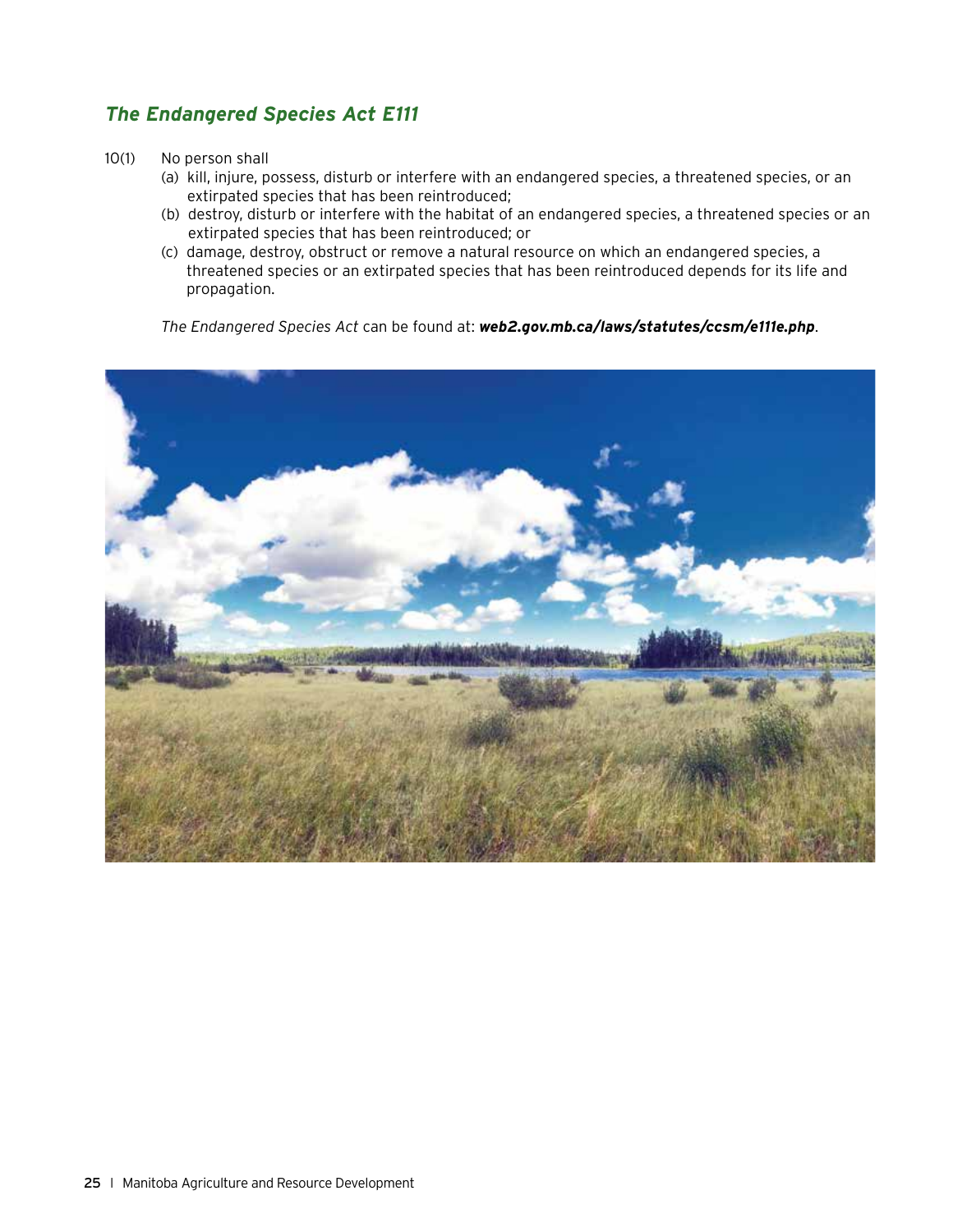## *The Endangered Species Act E111*

10(1) No person shall

(a) kill, injure, possess, disturb or interfere with an endangered species, a threatened species, or an extirpated species that has been reintroduced;

(b) destroy, disturb or interfere with the habitat of an endangered species, a threatened species or an extirpated species that has been reintroduced; or

(c) damage, destroy, obstruct or remove a natural resource on which an endangered species, a threatened species or an extirpated species that has been reintroduced depends for its life and propagation.

*The Endangered Species Act* can be found at: ***web2.gov.mb.ca/laws/statutes/ccsm/e111e.php***.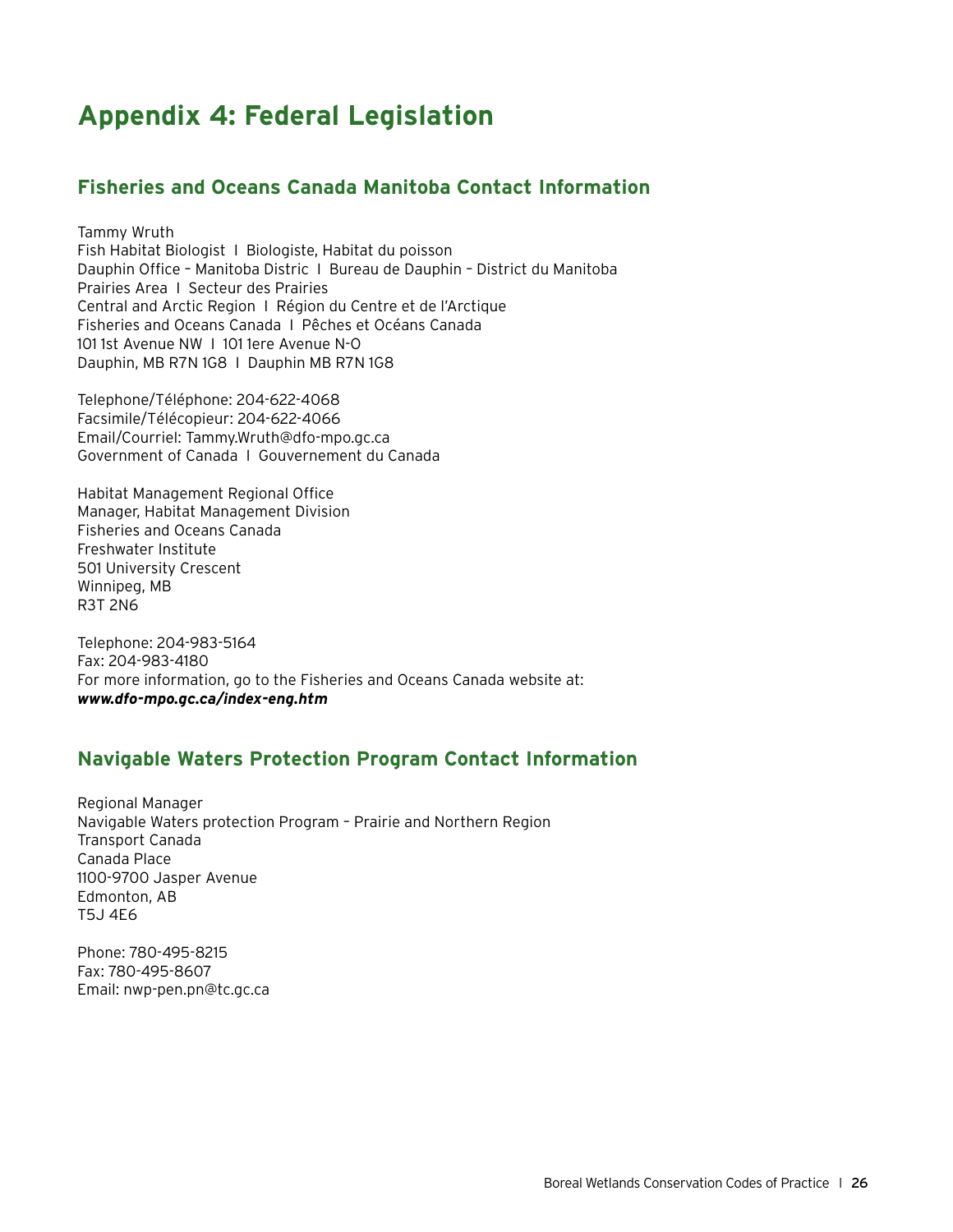# Appendix 4: Federal Legislation

## Fisheries and Oceans Canada Manitoba Contact Information

Tammy Wruth  
Fish Habitat Biologist I Biologiste, Habitat du poisson  
Dauphin Office – Manitoba Distric I Bureau de Dauphin – District du Manitoba  
Prairies Area I Secteur des Prairies  
Central and Arctic Region I Région du Centre et de l'Arctique  
Fisheries and Oceans Canada I Pêches et Océans Canada  
101 1st Avenue NW I 101 1ere Avenue N-O  
Dauphin, MB R7N 1G8 I Dauphin MB R7N 1G8

Telephone/Téléphone: 204-622-4068  
Facsimile/Télécopieur: 204-622-4066  
Email/Courriel: Tammy.Wruth@dfo-mpo.gc.ca  
Government of Canada I Gouvernement du Canada

Habitat Management Regional Office  
Manager, Habitat Management Division  
Fisheries and Oceans Canada  
Freshwater Institute  
501 University Crescent  
Winnipeg, MB  
R3T 2N6

Telephone: 204-983-5164  
Fax: 204-983-4180  
For more information, go to the Fisheries and Oceans Canada website at:  
***www.dfo-mpo.gc.ca/index-eng.htm***

## Navigable Waters Protection Program Contact Information

Regional Manager  
Navigable Waters protection Program – Prairie and Northern Region  
Transport Canada  
Canada Place  
1100-9700 Jasper Avenue  
Edmonton, AB  
T5J 4E6

Phone: 780-495-8215  
Fax: 780-495-8607  
Email: nwp-pen.pn@tc.gc.ca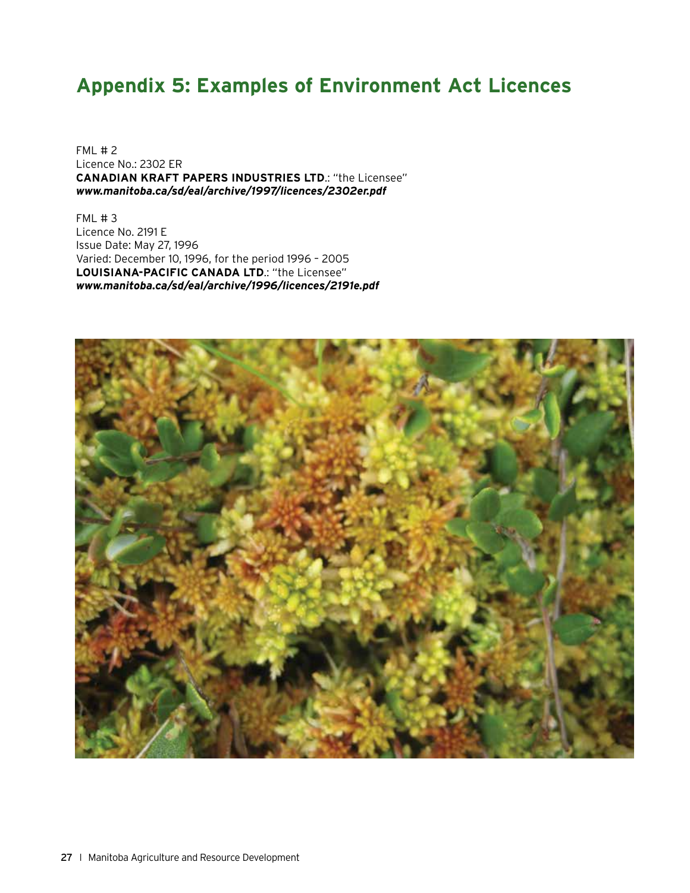# Appendix 5: Examples of Environment Act Licences

FML # 2
Licence No.: 2302 ER
**CANADIAN KRAFT PAPERS INDUSTRIES LTD**.: "the Licensee"
***www.manitoba.ca/sd/eal/archive/1997/licences/2302er.pdf***

FML # 3
Licence No. 2191 E
Issue Date: May 27, 1996
Varied: December 10, 1996, for the period 1996 – 2005
**LOUISIANA-PACIFIC CANADA LTD**.: "the Licensee"
***www.manitoba.ca/sd/eal/archive/1996/licences/2191e.pdf***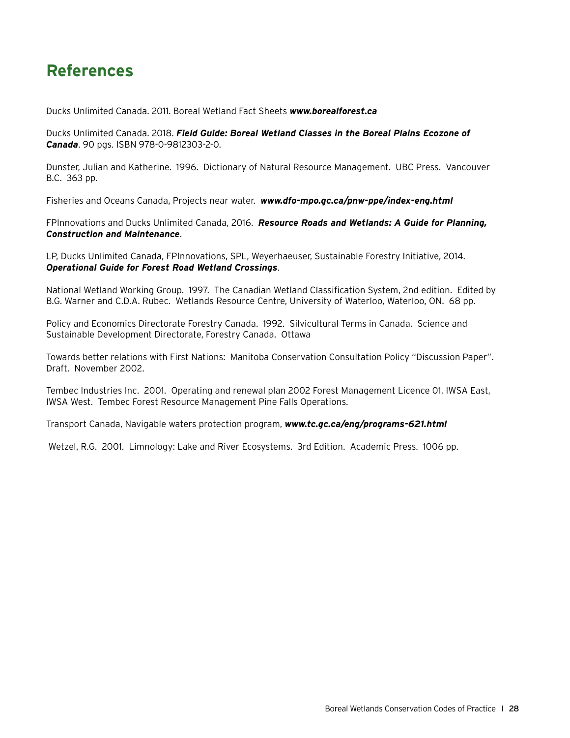# References

Ducks Unlimited Canada. 2011. Boreal Wetland Fact Sheets ***www.borealforest.ca***

Ducks Unlimited Canada. 2018. ***Field Guide: Boreal Wetland Classes in the Boreal Plains Ecozone of Canada***. 90 pgs. ISBN 978-0-9812303-2-0.

Dunster, Julian and Katherine. 1996. Dictionary of Natural Resource Management. UBC Press. Vancouver B.C. 363 pp.

Fisheries and Oceans Canada, Projects near water. ***www.dfo-mpo.gc.ca/pnw-ppe/index-eng.html***

FPInnovations and Ducks Unlimited Canada, 2016. ***Resource Roads and Wetlands: A Guide for Planning, Construction and Maintenance***.

LP, Ducks Unlimited Canada, FPInnovations, SPL, Weyerhaeuser, Sustainable Forestry Initiative, 2014. ***Operational Guide for Forest Road Wetland Crossings***.

National Wetland Working Group. 1997. The Canadian Wetland Classification System, 2nd edition. Edited by B.G. Warner and C.D.A. Rubec. Wetlands Resource Centre, University of Waterloo, Waterloo, ON. 68 pp.

Policy and Economics Directorate Forestry Canada. 1992. Silvicultural Terms in Canada. Science and Sustainable Development Directorate, Forestry Canada. Ottawa

Towards better relations with First Nations: Manitoba Conservation Consultation Policy "Discussion Paper". Draft. November 2002.

Tembec Industries Inc. 2001. Operating and renewal plan 2002 Forest Management Licence 01, IWSA East, IWSA West. Tembec Forest Resource Management Pine Falls Operations.

Transport Canada, Navigable waters protection program, ***www.tc.gc.ca/eng/programs-621.html***

Wetzel, R.G. 2001. Limnology: Lake and River Ecosystems. 3rd Edition. Academic Press. 1006 pp.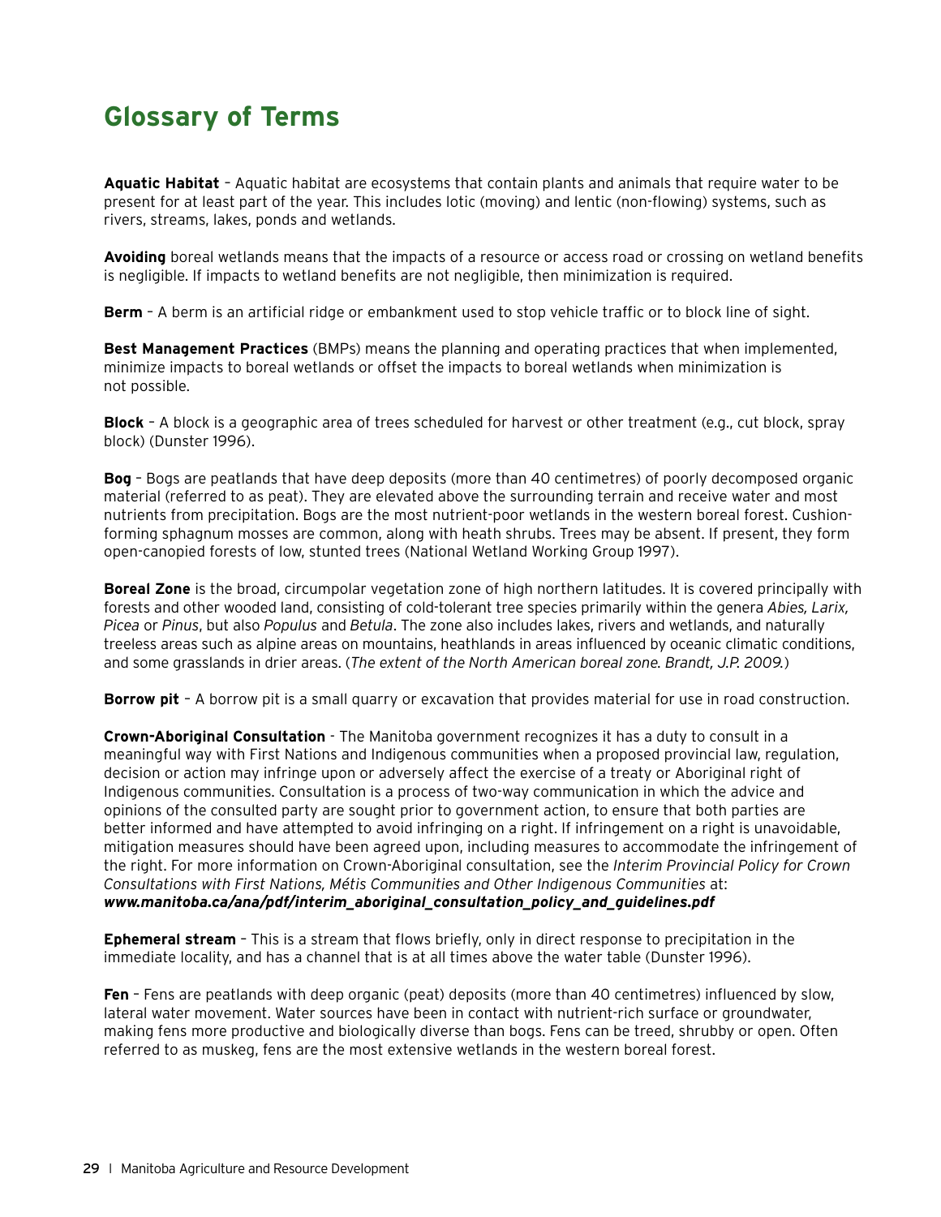## Glossary of Terms

**Aquatic Habitat** – Aquatic habitat are ecosystems that contain plants and animals that require water to be present for at least part of the year. This includes lotic (moving) and lentic (non-flowing) systems, such as rivers, streams, lakes, ponds and wetlands.

**Avoiding** boreal wetlands means that the impacts of a resource or access road or crossing on wetland benefits is negligible. If impacts to wetland benefits are not negligible, then minimization is required.

**Berm** – A berm is an artificial ridge or embankment used to stop vehicle traffic or to block line of sight.

**Best Management Practices** (BMPs) means the planning and operating practices that when implemented, minimize impacts to boreal wetlands or offset the impacts to boreal wetlands when minimization is not possible.

**Block** – A block is a geographic area of trees scheduled for harvest or other treatment (e.g., cut block, spray block) (Dunster 1996).

**Bog** – Bogs are peatlands that have deep deposits (more than 40 centimetres) of poorly decomposed organic material (referred to as peat). They are elevated above the surrounding terrain and receive water and most nutrients from precipitation. Bogs are the most nutrient-poor wetlands in the western boreal forest. Cushion-forming sphagnum mosses are common, along with heath shrubs. Trees may be absent. If present, they form open-canopied forests of low, stunted trees (National Wetland Working Group 1997).

**Boreal Zone** is the broad, circumpolar vegetation zone of high northern latitudes. It is covered principally with forests and other wooded land, consisting of cold-tolerant tree species primarily within the genera *Abies, Larix, Picea* or *Pinus*, but also *Populus* and *Betula*. The zone also includes lakes, rivers and wetlands, and naturally treeless areas such as alpine areas on mountains, heathlands in areas influenced by oceanic climatic conditions, and some grasslands in drier areas. (*The extent of the North American boreal zone. Brandt, J.P. 2009.*)

**Borrow pit** – A borrow pit is a small quarry or excavation that provides material for use in road construction.

**Crown-Aboriginal Consultation** - The Manitoba government recognizes it has a duty to consult in a meaningful way with First Nations and Indigenous communities when a proposed provincial law, regulation, decision or action may infringe upon or adversely affect the exercise of a treaty or Aboriginal right of Indigenous communities. Consultation is a process of two-way communication in which the advice and opinions of the consulted party are sought prior to government action, to ensure that both parties are better informed and have attempted to avoid infringing on a right. If infringement on a right is unavoidable, mitigation measures should have been agreed upon, including measures to accommodate the infringement of the right. For more information on Crown-Aboriginal consultation, see the *Interim Provincial Policy for Crown Consultations with First Nations, Métis Communities and Other Indigenous Communities* at: ***www.manitoba.ca/ana/pdf/interim_aboriginal_consultation_policy_and_guidelines.pdf***

**Ephemeral stream** – This is a stream that flows briefly, only in direct response to precipitation in the immediate locality, and has a channel that is at all times above the water table (Dunster 1996).

**Fen** – Fens are peatlands with deep organic (peat) deposits (more than 40 centimetres) influenced by slow, lateral water movement. Water sources have been in contact with nutrient-rich surface or groundwater, making fens more productive and biologically diverse than bogs. Fens can be treed, shrubby or open. Often referred to as muskeg, fens are the most extensive wetlands in the western boreal forest.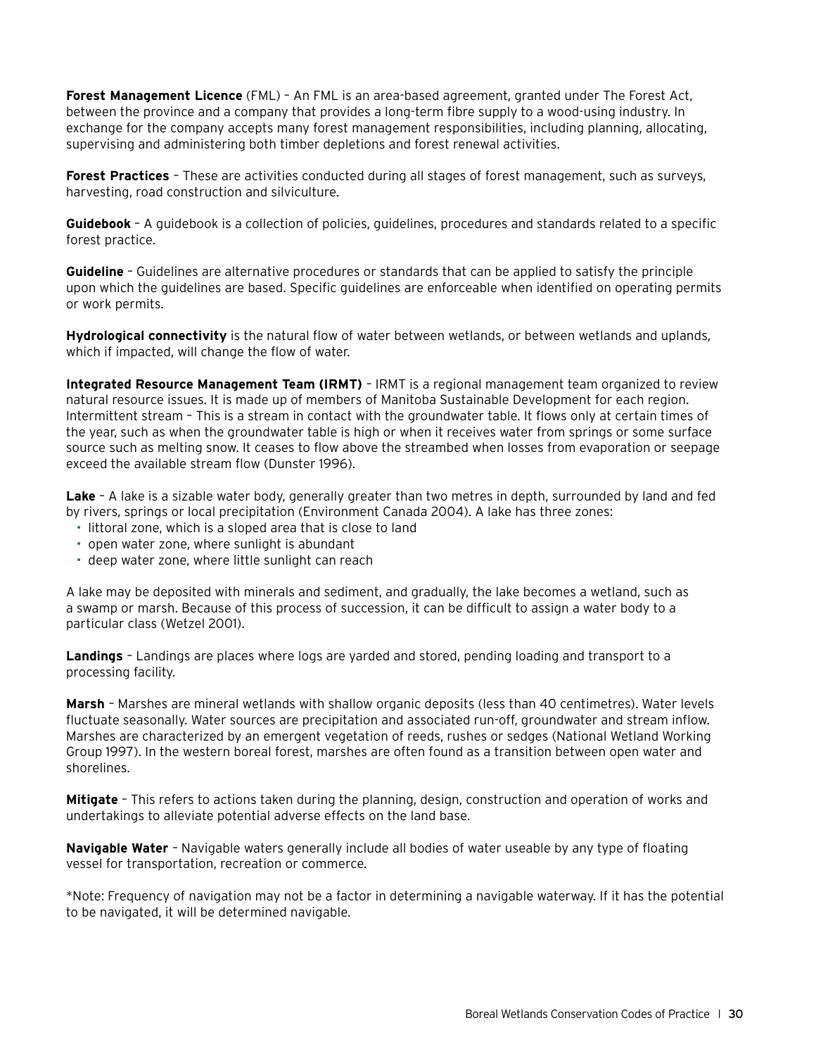**Forest Management Licence** (FML) – An FML is an area-based agreement, granted under The Forest Act, between the province and a company that provides a long-term fibre supply to a wood-using industry. In exchange for the company accepts many forest management responsibilities, including planning, allocating, supervising and administering both timber depletions and forest renewal activities.

**Forest Practices** – These are activities conducted during all stages of forest management, such as surveys, harvesting, road construction and silviculture.

**Guidebook** – A guidebook is a collection of policies, guidelines, procedures and standards related to a specific forest practice.

**Guideline** – Guidelines are alternative procedures or standards that can be applied to satisfy the principle upon which the guidelines are based. Specific guidelines are enforceable when identified on operating permits or work permits.

**Hydrological connectivity** is the natural flow of water between wetlands, or between wetlands and uplands, which if impacted, will change the flow of water.

**Integrated Resource Management Team (IRMT)** – IRMT is a regional management team organized to review natural resource issues. It is made up of members of Manitoba Sustainable Development for each region. Intermittent stream – This is a stream in contact with the groundwater table. It flows only at certain times of the year, such as when the groundwater table is high or when it receives water from springs or some surface source such as melting snow. It ceases to flow above the streambed when losses from evaporation or seepage exceed the available stream flow (Dunster 1996).

**Lake** – A lake is a sizable water body, generally greater than two metres in depth, surrounded by land and fed by rivers, springs or local precipitation (Environment Canada 2004). A lake has three zones:

- littoral zone, which is a sloped area that is close to land
- open water zone, where sunlight is abundant
- deep water zone, where little sunlight can reach

A lake may be deposited with minerals and sediment, and gradually, the lake becomes a wetland, such as a swamp or marsh. Because of this process of succession, it can be difficult to assign a water body to a particular class (Wetzel 2001).

**Landings** – Landings are places where logs are yarded and stored, pending loading and transport to a processing facility.

**Marsh** – Marshes are mineral wetlands with shallow organic deposits (less than 40 centimetres). Water levels fluctuate seasonally. Water sources are precipitation and associated run-off, groundwater and stream inflow. Marshes are characterized by an emergent vegetation of reeds, rushes or sedges (National Wetland Working Group 1997). In the western boreal forest, marshes are often found as a transition between open water and shorelines.

**Mitigate** – This refers to actions taken during the planning, design, construction and operation of works and undertakings to alleviate potential adverse effects on the land base.

**Navigable Water** – Navigable waters generally include all bodies of water useable by any type of floating vessel for transportation, recreation or commerce.

*Note: Frequency of navigation may not be a factor in determining a navigable waterway. If it has the potential to be navigated, it will be determined navigable.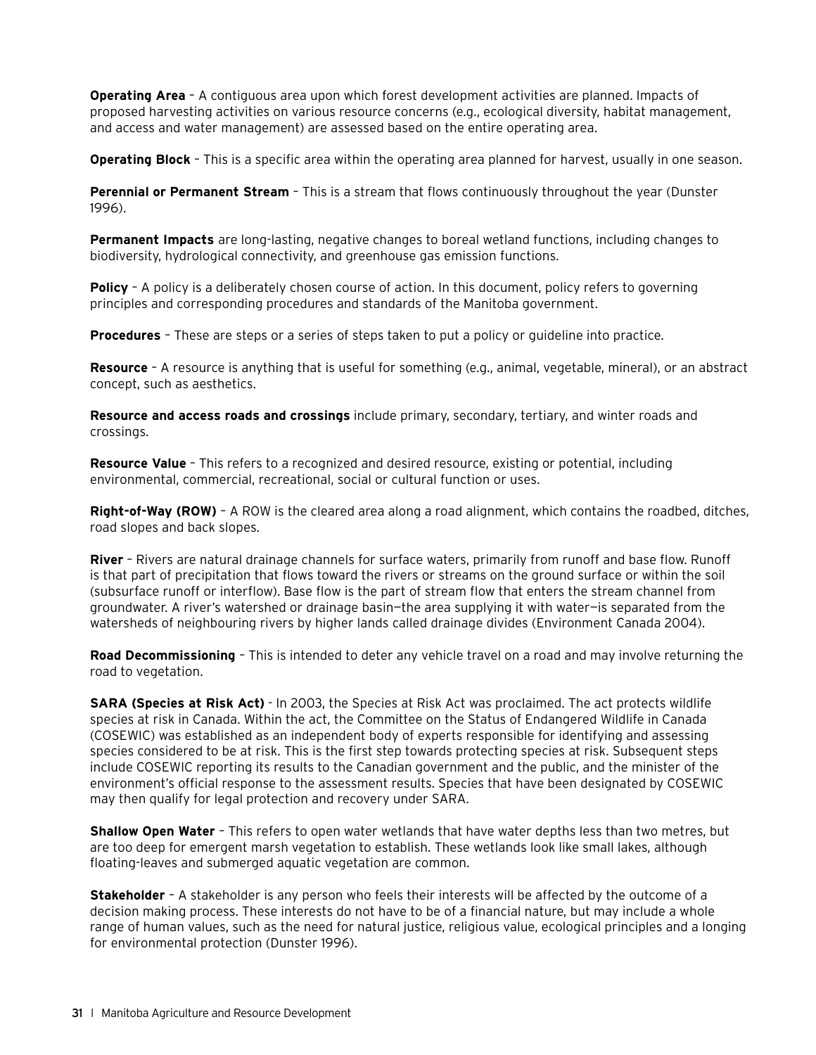**Operating Area** – A contiguous area upon which forest development activities are planned. Impacts of proposed harvesting activities on various resource concerns (e.g., ecological diversity, habitat management, and access and water management) are assessed based on the entire operating area.

**Operating Block** – This is a specific area within the operating area planned for harvest, usually in one season.

**Perennial or Permanent Stream** – This is a stream that flows continuously throughout the year (Dunster 1996).

**Permanent Impacts** are long-lasting, negative changes to boreal wetland functions, including changes to biodiversity, hydrological connectivity, and greenhouse gas emission functions.

**Policy** – A policy is a deliberately chosen course of action. In this document, policy refers to governing principles and corresponding procedures and standards of the Manitoba government.

**Procedures** – These are steps or a series of steps taken to put a policy or guideline into practice.

**Resource** – A resource is anything that is useful for something (e.g., animal, vegetable, mineral), or an abstract concept, such as aesthetics.

**Resource and access roads and crossings** include primary, secondary, tertiary, and winter roads and crossings.

**Resource Value** – This refers to a recognized and desired resource, existing or potential, including environmental, commercial, recreational, social or cultural function or uses.

**Right-of-Way (ROW)** – A ROW is the cleared area along a road alignment, which contains the roadbed, ditches, road slopes and back slopes.

**River** – Rivers are natural drainage channels for surface waters, primarily from runoff and base flow. Runoff is that part of precipitation that flows toward the rivers or streams on the ground surface or within the soil (subsurface runoff or interflow). Base flow is the part of stream flow that enters the stream channel from groundwater. A river's watershed or drainage basin—the area supplying it with water—is separated from the watersheds of neighbouring rivers by higher lands called drainage divides (Environment Canada 2004).

**Road Decommissioning** – This is intended to deter any vehicle travel on a road and may involve returning the road to vegetation.

**SARA (Species at Risk Act)** - In 2003, the Species at Risk Act was proclaimed. The act protects wildlife species at risk in Canada. Within the act, the Committee on the Status of Endangered Wildlife in Canada (COSEWIC) was established as an independent body of experts responsible for identifying and assessing species considered to be at risk. This is the first step towards protecting species at risk. Subsequent steps include COSEWIC reporting its results to the Canadian government and the public, and the minister of the environment's official response to the assessment results. Species that have been designated by COSEWIC may then qualify for legal protection and recovery under SARA.

**Shallow Open Water** – This refers to open water wetlands that have water depths less than two metres, but are too deep for emergent marsh vegetation to establish. These wetlands look like small lakes, although floating-leaves and submerged aquatic vegetation are common.

**Stakeholder** – A stakeholder is any person who feels their interests will be affected by the outcome of a decision making process. These interests do not have to be of a financial nature, but may include a whole range of human values, such as the need for natural justice, religious value, ecological principles and a longing for environmental protection (Dunster 1996).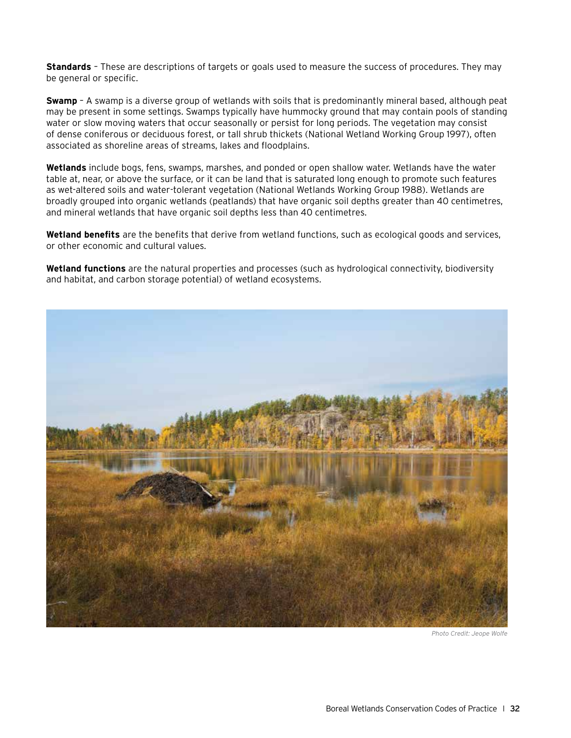**Standards** – These are descriptions of targets or goals used to measure the success of procedures. They may be general or specific.

**Swamp** – A swamp is a diverse group of wetlands with soils that is predominantly mineral based, although peat may be present in some settings. Swamps typically have hummocky ground that may contain pools of standing water or slow moving waters that occur seasonally or persist for long periods. The vegetation may consist of dense coniferous or deciduous forest, or tall shrub thickets (National Wetland Working Group 1997), often associated as shoreline areas of streams, lakes and floodplains.

**Wetlands** include bogs, fens, swamps, marshes, and ponded or open shallow water. Wetlands have the water table at, near, or above the surface, or it can be land that is saturated long enough to promote such features as wet-altered soils and water-tolerant vegetation (National Wetlands Working Group 1988). Wetlands are broadly grouped into organic wetlands (peatlands) that have organic soil depths greater than 40 centimetres, and mineral wetlands that have organic soil depths less than 40 centimetres.

**Wetland benefits** are the benefits that derive from wetland functions, such as ecological goods and services, or other economic and cultural values.

**Wetland functions** are the natural properties and processes (such as hydrological connectivity, biodiversity and habitat, and carbon storage potential) of wetland ecosystems.

*Photo Credit: Jeope Wolfe*